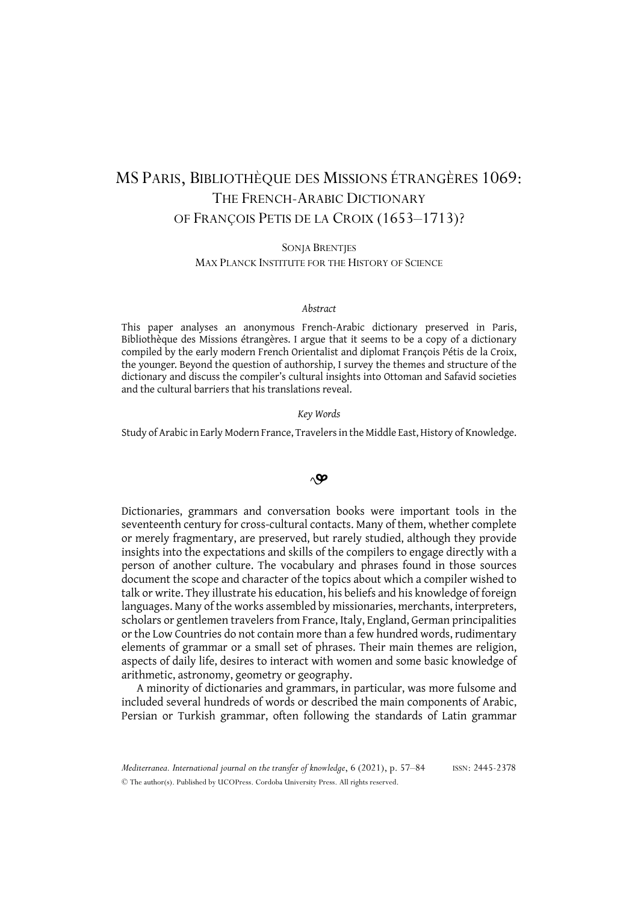# MS Paris, Bibliothèque des Missions étrangères 1069: The French-Arabic Dictionary of François Petis de la Croix (1653–1713)?

Sonja Brentjes
Max Planck Institute for the History of Science

*Abstract*

This paper analyses an anonymous French-Arabic dictionary preserved in Paris, Bibliothèque des Missions étrangères. I argue that it seems to be a copy of a dictionary compiled by the early modern French Orientalist and diplomat François Pétis de la Croix, the younger. Beyond the question of authorship, I survey the themes and structure of the dictionary and discuss the compiler's cultural insights into Ottoman and Safavid societies and the cultural barriers that his translations reveal.

*Key Words*

Study of Arabic in Early Modern France, Travelers in the Middle East, History of Knowledge.

Dictionaries, grammars and conversation books were important tools in the seventeenth century for cross-cultural contacts. Many of them, whether complete or merely fragmentary, are preserved, but rarely studied, although they provide insights into the expectations and skills of the compilers to engage directly with a person of another culture. The vocabulary and phrases found in those sources document the scope and character of the topics about which a compiler wished to talk or write. They illustrate his education, his beliefs and his knowledge of foreign languages. Many of the works assembled by missionaries, merchants, interpreters, scholars or gentlemen travelers from France, Italy, England, German principalities or the Low Countries do not contain more than a few hundred words, rudimentary elements of grammar or a small set of phrases. Their main themes are religion, aspects of daily life, desires to interact with women and some basic knowledge of arithmetic, astronomy, geometry or geography.

A minority of dictionaries and grammars, in particular, was more fulsome and included several hundreds of words or described the main components of Arabic, Persian or Turkish grammar, often following the standards of Latin grammar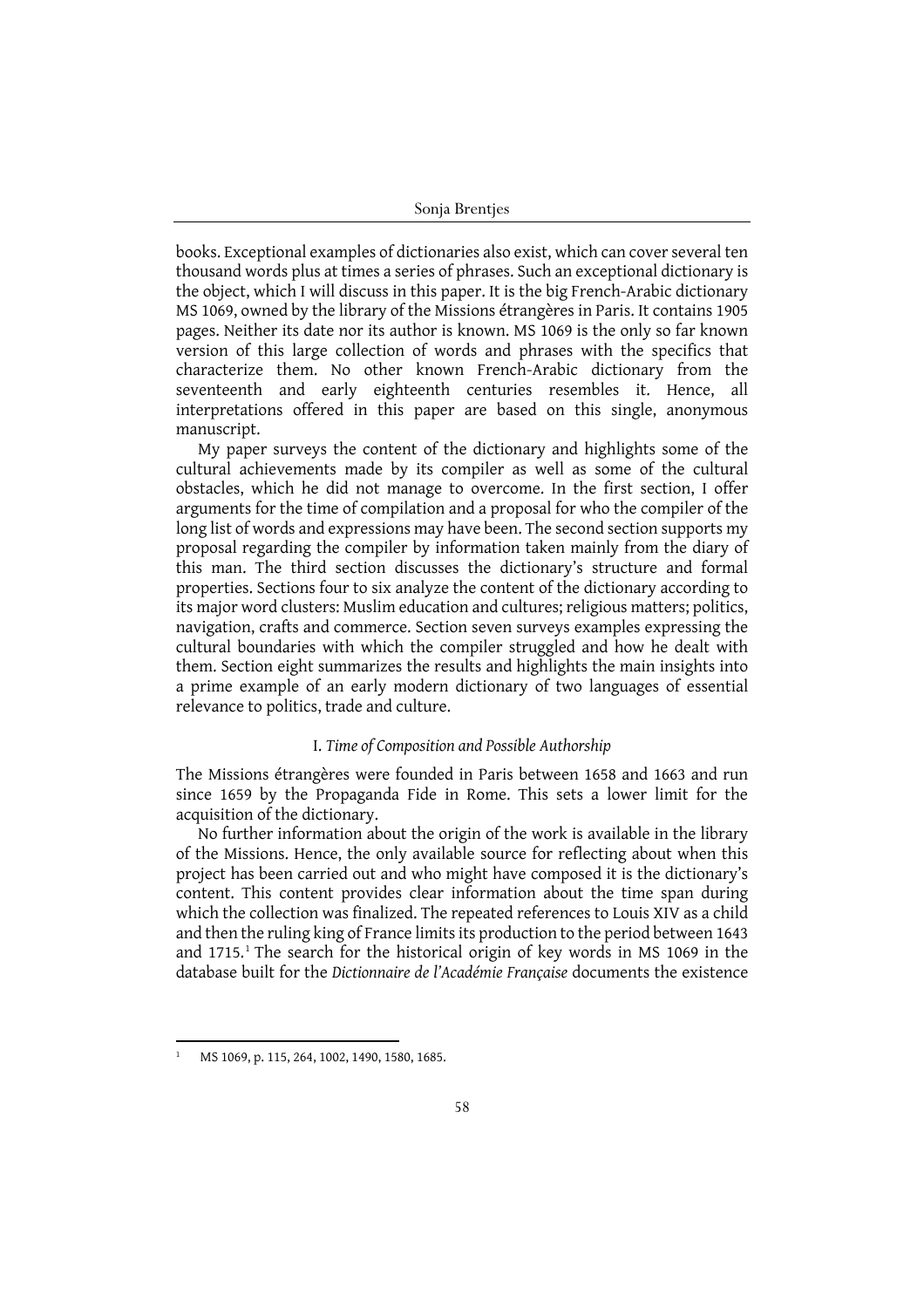books. Exceptional examples of dictionaries also exist, which can cover several ten thousand words plus at times a series of phrases. Such an exceptional dictionary is the object, which I will discuss in this paper. It is the big French-Arabic dictionary MS 1069, owned by the library of the Missions étrangères in Paris. It contains 1905 pages. Neither its date nor its author is known. MS 1069 is the only so far known version of this large collection of words and phrases with the specifics that characterize them. No other known French-Arabic dictionary from the seventeenth and early eighteenth centuries resembles it. Hence, all interpretations offered in this paper are based on this single, anonymous manuscript.

My paper surveys the content of the dictionary and highlights some of the cultural achievements made by its compiler as well as some of the cultural obstacles, which he did not manage to overcome. In the first section, I offer arguments for the time of compilation and a proposal for who the compiler of the long list of words and expressions may have been. The second section supports my proposal regarding the compiler by information taken mainly from the diary of this man. The third section discusses the dictionary's structure and formal properties. Sections four to six analyze the content of the dictionary according to its major word clusters: Muslim education and cultures; religious matters; politics, navigation, crafts and commerce. Section seven surveys examples expressing the cultural boundaries with which the compiler struggled and how he dealt with them. Section eight summarizes the results and highlights the main insights into a prime example of an early modern dictionary of two languages of essential relevance to politics, trade and culture.

## I. *Time of Composition and Possible Authorship*

The Missions étrangères were founded in Paris between 1658 and 1663 and run since 1659 by the Propaganda Fide in Rome. This sets a lower limit for the acquisition of the dictionary.

No further information about the origin of the work is available in the library of the Missions. Hence, the only available source for reflecting about when this project has been carried out and who might have composed it is the dictionary's content. This content provides clear information about the time span during which the collection was finalized. The repeated references to Louis XIV as a child and then the ruling king of France limits its production to the period between 1643 and 1715.[1] The search for the historical origin of key words in MS 1069 in the database built for the *Dictionnaire de l'Académie Française* documents the existence

[1] MS 1069, p. 115, 264, 1002, 1490, 1580, 1685.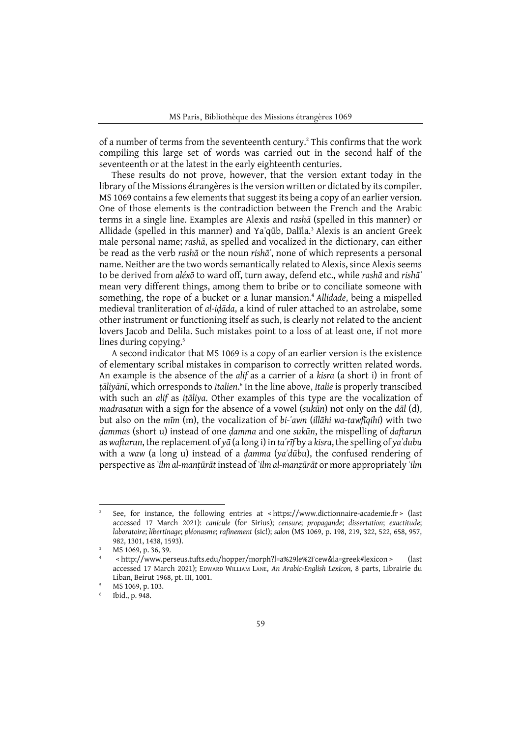of a number of terms from the seventeenth century.[2] This confirms that the work compiling this large set of words was carried out in the second half of the seventeenth or at the latest in the early eighteenth centuries.

These results do not prove, however, that the version extant today in the library of the Missions étrangères is the version written or dictated by its compiler. MS 1069 contains a few elements that suggest its being a copy of an earlier version. One of those elements is the contradiction between the French and the Arabic terms in a single line. Examples are Alexis and *rashā* (spelled in this manner) or Allidade (spelled in this manner) and Yaʿqūb, Dalīla.[3] Alexis is an ancient Greek male personal name; *rashā*, as spelled and vocalized in the dictionary, can either be read as the verb *rashā* or the noun *rishāʾ*, none of which represents a personal name. Neither are the two words semantically related to Alexis, since Alexis seems to be derived from *aléxō* to ward off, turn away, defend etc., while *rashā* and *rishāʾ* mean very different things, among them to bribe or to conciliate someone with something, the rope of a bucket or a lunar mansion.[4] *Allidade*, being a mispelled medieval tranliteration of *al-iḍāda*, a kind of ruler attached to an astrolabe, some other instrument or functioning itself as such, is clearly not related to the ancient lovers Jacob and Delila. Such mistakes point to a loss of at least one, if not more lines during copying.[5]

A second indicator that MS 1069 is a copy of an earlier version is the existence of elementary scribal mistakes in comparison to correctly written related words. An example is the absence of the *alif* as a carrier of a *kisra* (a short i) in front of *ṭāliyānī*, which orresponds to *Italien*.[6] In the line above, *Italie* is properly transcibed with such an *alif* as *iṭāliya*. Other examples of this type are the vocalization of *madrasatun* with a sign for the absence of a vowel (*sukūn*) not only on the *dāl* (d), but also on the *mīm* (m), the vocalization of *bi-ʿawn* (*illāhi wa-tawfīqihi*) with two *ḍamma*s (short u) instead of one *ḍamma* and one *sukūn*, the mispelling of *daftarun* as *waftarun*, the replacement of *yā* (a long i) in *taʿrīf* by a *kisra*, the spelling of *yaʾdubu* with a *waw* (a long u) instead of a *ḍamma* (*yaʾdūbu*), the confused rendering of perspective as *ʿilm al-manṭūrāt* instead of *ʿilm al-manẓūrāt* or more appropriately *ʿilm*

---

[2] See, for instance, the following entries at < https://www.dictionnaire-academie.fr > (last accessed 17 March 2021): *canicule* (for Sirius); *censure*; *propagande*; *dissertation*; *exactitude*; *laboratoire*; *libertinage*; *pléonasme*; *rafinement* (sic!); *salon* (MS 1069, p. 198, 219, 322, 522, 658, 957, 982, 1301, 1438, 1593).

[3] MS 1069, p. 36, 39.

[4] < http://www.perseus.tufts.edu/hopper/morph?l=a%29le%2Fcew&la=greek#lexicon > (last accessed 17 March 2021); Edward William Lane, *An Arabic-English Lexicon,* 8 parts, Librairie du Liban, Beirut 1968, pt. III, 1001.

[5] MS 1069, p. 103.

[6] Ibid., p. 948.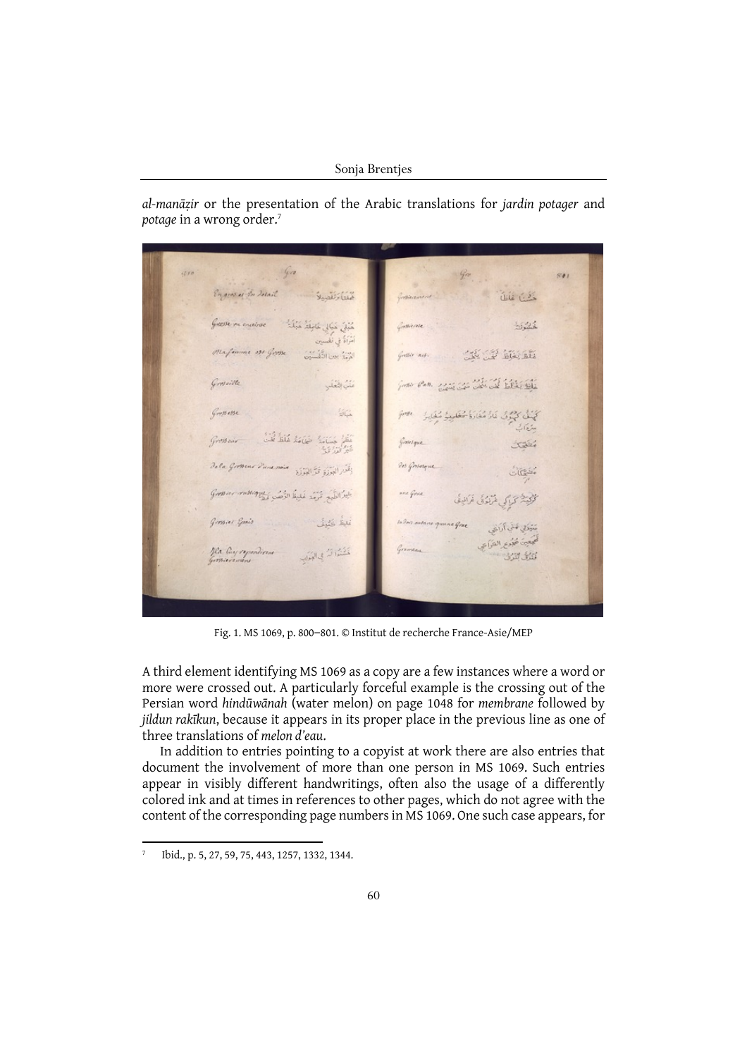*al-manāẓir* or the presentation of the Arabic translations for *jardin potager* and *potage* in a wrong order.[7]

Fig. 1. MS 1069, p. 800–801. © Institut de recherche France-Asie/MEP

A third element identifying MS 1069 as a copy are a few instances where a word or more were crossed out. A particularly forceful example is the crossing out of the Persian word *hindūwānah* (water melon) on page 1048 for *membrane* followed by *jildun rakīkun*, because it appears in its proper place in the previous line as one of three translations of *melon d'eau*.

In addition to entries pointing to a copyist at work there are also entries that document the involvement of more than one person in MS 1069. Such entries appear in visibly different handwritings, often also the usage of a differently colored ink and at times in references to other pages, which do not agree with the content of the corresponding page numbers in MS 1069. One such case appears, for

---

[7] Ibid., p. 5, 27, 59, 75, 443, 1257, 1332, 1344.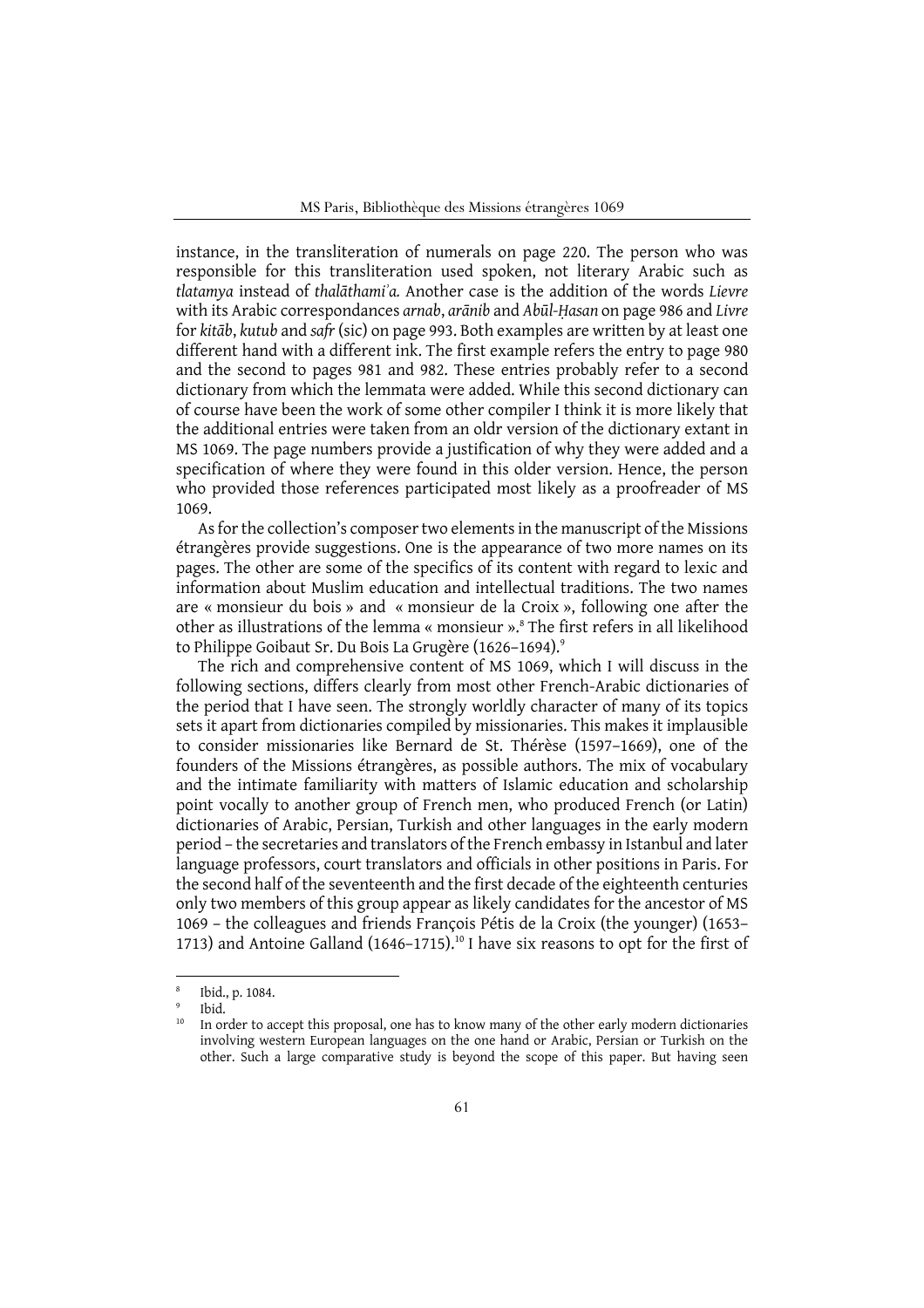instance, in the transliteration of numerals on page 220. The person who was responsible for this transliteration used spoken, not literary Arabic such as *tlatamya* instead of *thalāthamiʾa.* Another case is the addition of the words *Lievre* with its Arabic correspondances *arnab*, *arānib* and *Abūl-Ḥasan* on page 986 and *Livre* for *kitāb*, *kutub* and *safr* (sic) on page 993. Both examples are written by at least one different hand with a different ink. The first example refers the entry to page 980 and the second to pages 981 and 982. These entries probably refer to a second dictionary from which the lemmata were added. While this second dictionary can of course have been the work of some other compiler I think it is more likely that the additional entries were taken from an oldr version of the dictionary extant in MS 1069. The page numbers provide a justification of why they were added and a specification of where they were found in this older version. Hence, the person who provided those references participated most likely as a proofreader of MS 1069.

As for the collection's composer two elements in the manuscript of the Missions étrangères provide suggestions. One is the appearance of two more names on its pages. The other are some of the specifics of its content with regard to lexic and information about Muslim education and intellectual traditions. The two names are « monsieur du bois » and « monsieur de la Croix », following one after the other as illustrations of the lemma « monsieur ».[8] The first refers in all likelihood to Philippe Goibaut Sr. Du Bois La Grugère (1626–1694).[9]

The rich and comprehensive content of MS 1069, which I will discuss in the following sections, differs clearly from most other French-Arabic dictionaries of the period that I have seen. The strongly worldly character of many of its topics sets it apart from dictionaries compiled by missionaries. This makes it implausible to consider missionaries like Bernard de St. Thérèse (1597–1669), one of the founders of the Missions étrangères, as possible authors. The mix of vocabulary and the intimate familiarity with matters of Islamic education and scholarship point vocally to another group of French men, who produced French (or Latin) dictionaries of Arabic, Persian, Turkish and other languages in the early modern period – the secretaries and translators of the French embassy in Istanbul and later language professors, court translators and officials in other positions in Paris. For the second half of the seventeenth and the first decade of the eighteenth centuries only two members of this group appear as likely candidates for the ancestor of MS 1069 – the colleagues and friends François Pétis de la Croix (the younger) (1653–1713) and Antoine Galland (1646–1715).[10] I have six reasons to opt for the first of

---

[8] Ibid., p. 1084.

[9] Ibid.

[10] In order to accept this proposal, one has to know many of the other early modern dictionaries involving western European languages on the one hand or Arabic, Persian or Turkish on the other. Such a large comparative study is beyond the scope of this paper. But having seen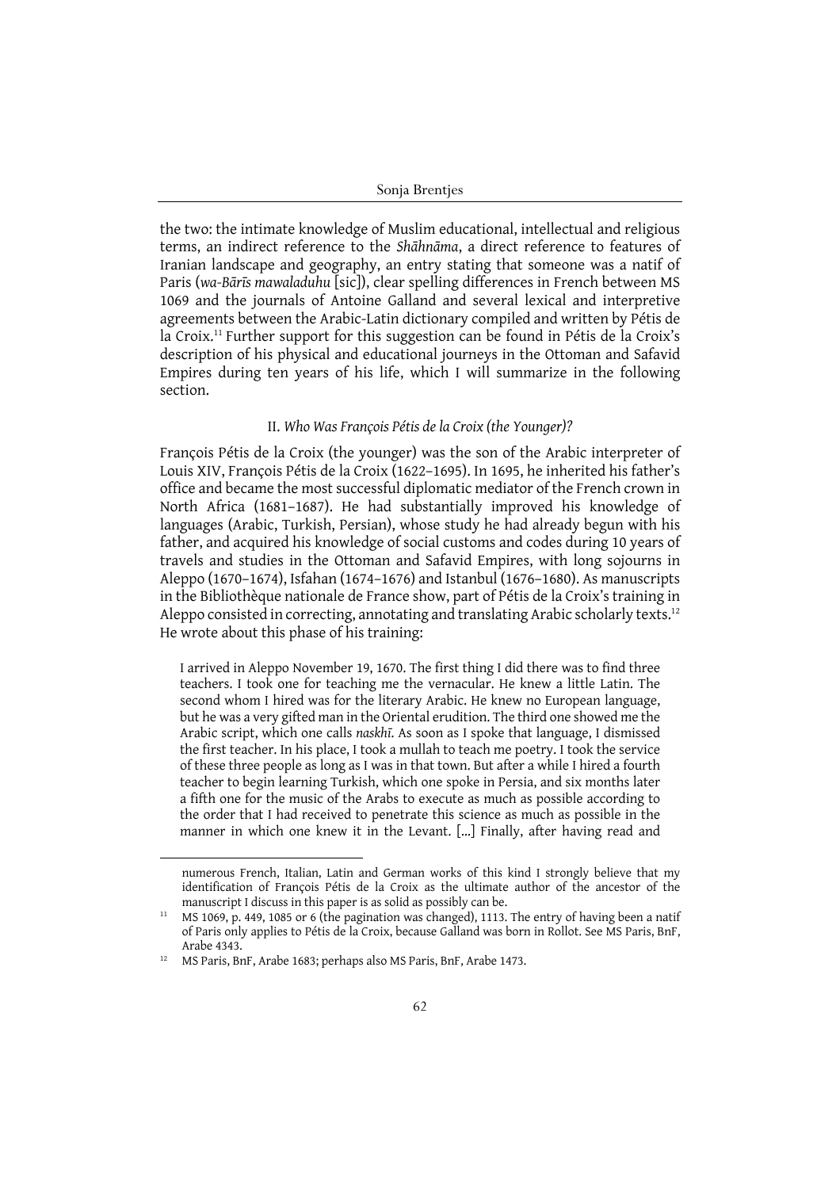the two: the intimate knowledge of Muslim educational, intellectual and religious terms, an indirect reference to the *Shāhnāma*, a direct reference to features of Iranian landscape and geography, an entry stating that someone was a natif of Paris (*wa-Bārīs mawaladuhu* [sic]), clear spelling differences in French between MS 1069 and the journals of Antoine Galland and several lexical and interpretive agreements between the Arabic-Latin dictionary compiled and written by Pétis de la Croix.[11] Further support for this suggestion can be found in Pétis de la Croix's description of his physical and educational journeys in the Ottoman and Safavid Empires during ten years of his life, which I will summarize in the following section.

## II. *Who Was François Pétis de la Croix (the Younger)?*

François Pétis de la Croix (the younger) was the son of the Arabic interpreter of Louis XIV, François Pétis de la Croix (1622–1695). In 1695, he inherited his father's office and became the most successful diplomatic mediator of the French crown in North Africa (1681–1687). He had substantially improved his knowledge of languages (Arabic, Turkish, Persian), whose study he had already begun with his father, and acquired his knowledge of social customs and codes during 10 years of travels and studies in the Ottoman and Safavid Empires, with long sojourns in Aleppo (1670–1674), Isfahan (1674–1676) and Istanbul (1676–1680). As manuscripts in the Bibliothèque nationale de France show, part of Pétis de la Croix's training in Aleppo consisted in correcting, annotating and translating Arabic scholarly texts.[12] He wrote about this phase of his training:

> I arrived in Aleppo November 19, 1670. The first thing I did there was to find three teachers. I took one for teaching me the vernacular. He knew a little Latin. The second whom I hired was for the literary Arabic. He knew no European language, but he was a very gifted man in the Oriental erudition. The third one showed me the Arabic script, which one calls *naskhī*. As soon as I spoke that language, I dismissed the first teacher. In his place, I took a mullah to teach me poetry. I took the service of these three people as long as I was in that town. But after a while I hired a fourth teacher to begin learning Turkish, which one spoke in Persia, and six months later a fifth one for the music of the Arabs to execute as much as possible according to the order that I had received to penetrate this science as much as possible in the manner in which one knew it in the Levant. [...] Finally, after having read and

---

numerous French, Italian, Latin and German works of this kind I strongly believe that my identification of François Pétis de la Croix as the ultimate author of the ancestor of the manuscript I discuss in this paper is as solid as possibly can be.

[11] MS 1069, p. 449, 1085 or 6 (the pagination was changed), 1113. The entry of having been a natif of Paris only applies to Pétis de la Croix, because Galland was born in Rollot. See MS Paris, BnF, Arabe 4343.

[12] MS Paris, BnF, Arabe 1683; perhaps also MS Paris, BnF, Arabe 1473.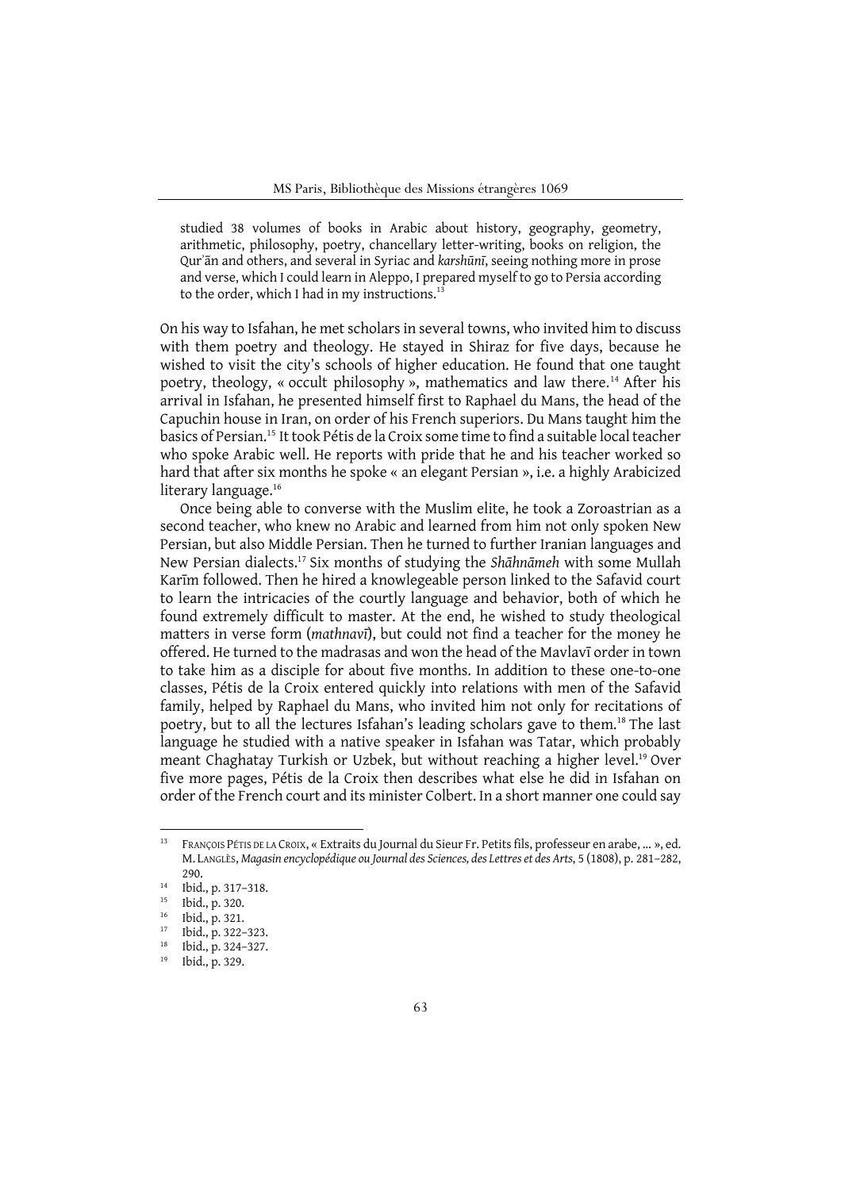studied 38 volumes of books in Arabic about history, geography, geometry, arithmetic, philosophy, poetry, chancellary letter-writing, books on religion, the Qurʾān and others, and several in Syriac and *karshūnī*, seeing nothing more in prose and verse, which I could learn in Aleppo, I prepared myself to go to Persia according to the order, which I had in my instructions.[13]

On his way to Isfahan, he met scholars in several towns, who invited him to discuss with them poetry and theology. He stayed in Shiraz for five days, because he wished to visit the city's schools of higher education. He found that one taught poetry, theology, « occult philosophy », mathematics and law there.[14] After his arrival in Isfahan, he presented himself first to Raphael du Mans, the head of the Capuchin house in Iran, on order of his French superiors. Du Mans taught him the basics of Persian.[15] It took Pétis de la Croix some time to find a suitable local teacher who spoke Arabic well. He reports with pride that he and his teacher worked so hard that after six months he spoke « an elegant Persian », i.e. a highly Arabicized literary language.[16]

Once being able to converse with the Muslim elite, he took a Zoroastrian as a second teacher, who knew no Arabic and learned from him not only spoken New Persian, but also Middle Persian. Then he turned to further Iranian languages and New Persian dialects.[17] Six months of studying the *Shāhnāmeh* with some Mullah Karīm followed. Then he hired a knowlegeable person linked to the Safavid court to learn the intricacies of the courtly language and behavior, both of which he found extremely difficult to master. At the end, he wished to study theological matters in verse form (*mathnavī*), but could not find a teacher for the money he offered. He turned to the madrasas and won the head of the Mavlavī order in town to take him as a disciple for about five months. In addition to these one-to-one classes, Pétis de la Croix entered quickly into relations with men of the Safavid family, helped by Raphael du Mans, who invited him not only for recitations of poetry, but to all the lectures Isfahan's leading scholars gave to them.[18] The last language he studied with a native speaker in Isfahan was Tatar, which probably meant Chaghatay Turkish or Uzbek, but without reaching a higher level.[19] Over five more pages, Pétis de la Croix then describes what else he did in Isfahan on order of the French court and its minister Colbert. In a short manner one could say

---

[13] François Pétis de la Croix, « Extraits du Journal du Sieur Fr. Petits fils, professeur en arabe, ... », ed. M. Langlès, *Magasin encyclopédique ou Journal des Sciences, des Lettres et des Arts*, 5 (1808), p. 281–282, 290.

[14] Ibid., p. 317–318.

[15] Ibid., p. 320.

[16] Ibid., p. 321.

[17] Ibid., p. 322–323.

[18] Ibid., p. 324–327.

[19] Ibid., p. 329.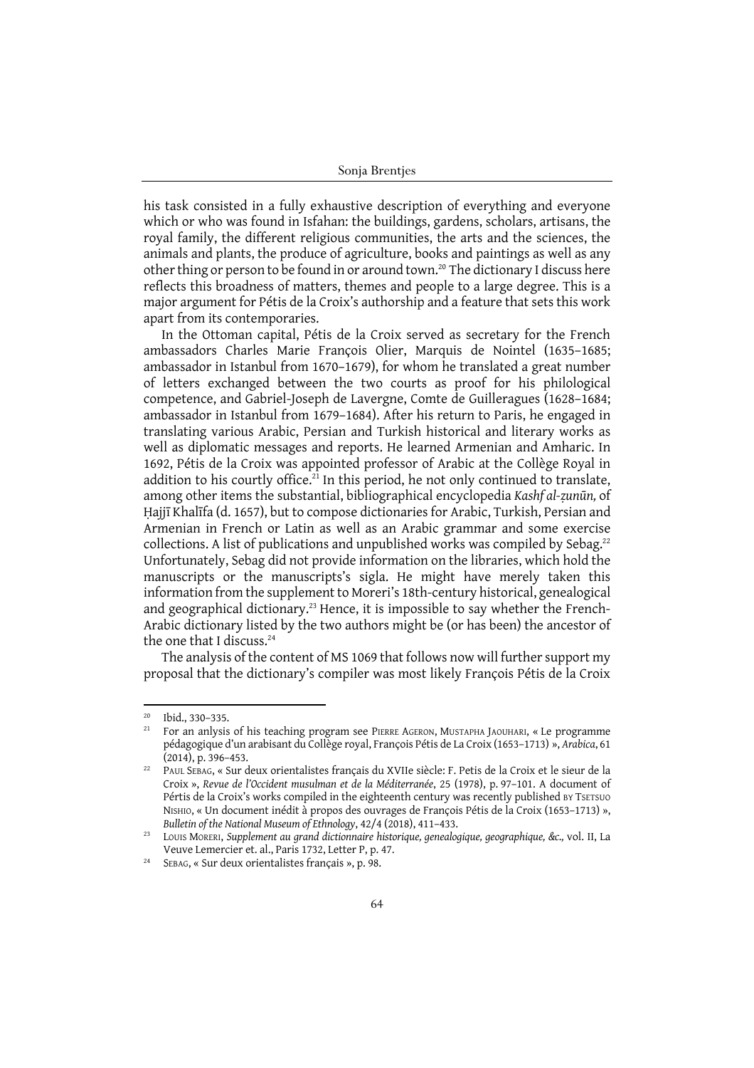his task consisted in a fully exhaustive description of everything and everyone which or who was found in Isfahan: the buildings, gardens, scholars, artisans, the royal family, the different religious communities, the arts and the sciences, the animals and plants, the produce of agriculture, books and paintings as well as any other thing or person to be found in or around town.[20] The dictionary I discuss here reflects this broadness of matters, themes and people to a large degree. This is a major argument for Pétis de la Croix's authorship and a feature that sets this work apart from its contemporaries.

In the Ottoman capital, Pétis de la Croix served as secretary for the French ambassadors Charles Marie François Olier, Marquis de Nointel (1635–1685; ambassador in Istanbul from 1670–1679), for whom he translated a great number of letters exchanged between the two courts as proof for his philological competence, and Gabriel-Joseph de Lavergne, Comte de Guilleragues (1628–1684; ambassador in Istanbul from 1679–1684). After his return to Paris, he engaged in translating various Arabic, Persian and Turkish historical and literary works as well as diplomatic messages and reports. He learned Armenian and Amharic. In 1692, Pétis de la Croix was appointed professor of Arabic at the Collège Royal in addition to his courtly office.[21] In this period, he not only continued to translate, among other items the substantial, bibliographical encyclopedia *Kashf al-ẓunūn,* of Ḥajjī Khalīfa (d. 1657), but to compose dictionaries for Arabic, Turkish, Persian and Armenian in French or Latin as well as an Arabic grammar and some exercise collections. A list of publications and unpublished works was compiled by Sebag.[22] Unfortunately, Sebag did not provide information on the libraries, which hold the manuscripts or the manuscripts's sigla. He might have merely taken this information from the supplement to Moreri's 18th-century historical, genealogical and geographical dictionary.[23] Hence, it is impossible to say whether the French-Arabic dictionary listed by the two authors might be (or has been) the ancestor of the one that I discuss.[24]

The analysis of the content of MS 1069 that follows now will further support my proposal that the dictionary's compiler was most likely François Pétis de la Croix

---

[20] Ibid., 330–335.

[21] For an anlysis of his teaching program see Pierre Ageron, Mustapha Jaouhari, « Le programme pédagogique d'un arabisant du Collège royal, François Pétis de La Croix (1653–1713) », *Arabica*, 61 (2014), p. 396–453.

[22] Paul Sebag, « Sur deux orientalistes français du XVIIe siècle: F. Petis de la Croix et le sieur de la Croix », *Revue de l'Occident musulman et de la Méditerranée*, 25 (1978), p. 97–101. A document of Pértis de la Croix's works compiled in the eighteenth century was recently published by Tsetsuo Nishio, « Un document inédit à propos des ouvrages de François Pétis de la Croix (1653–1713) », *Bulletin of the National Museum of Ethnology*, 42/4 (2018), 411–433.

[23] Louis Moreri, *Supplement au grand dictionnaire historique, genealogique, geographique, &c.,* vol. II, La Veuve Lemercier et. al., Paris 1732, Letter P, p. 47.

[24] Sebag, « Sur deux orientalistes français », p. 98.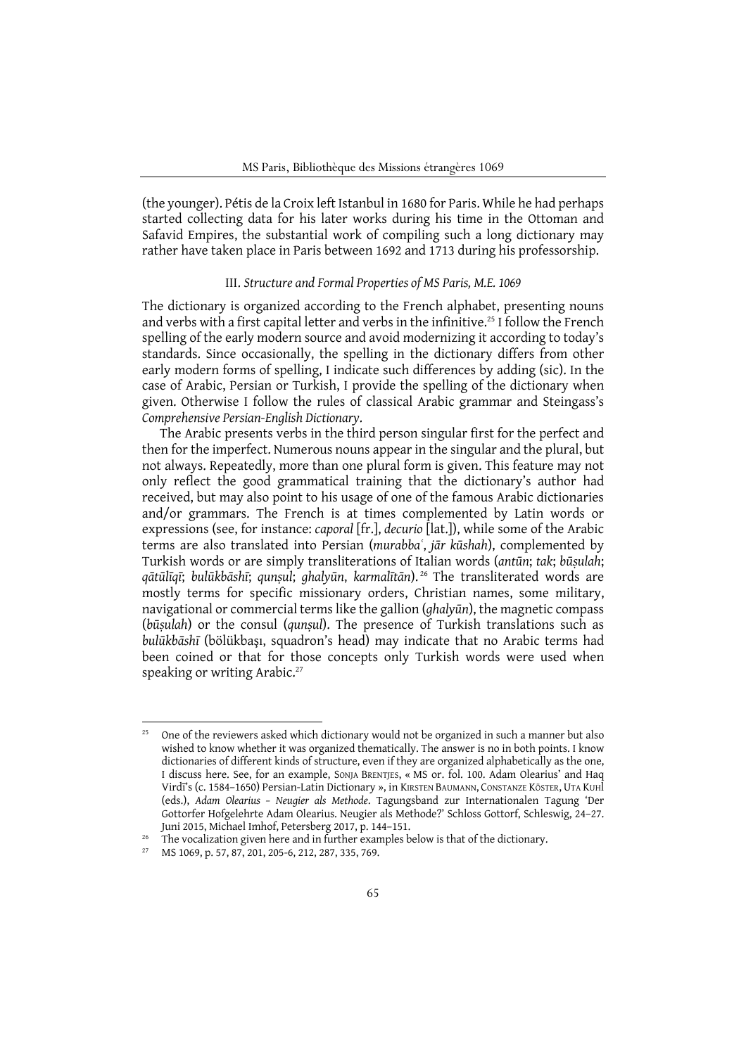(the younger). Pétis de la Croix left Istanbul in 1680 for Paris. While he had perhaps started collecting data for his later works during his time in the Ottoman and Safavid Empires, the substantial work of compiling such a long dictionary may rather have taken place in Paris between 1692 and 1713 during his professorship.

### III. *Structure and Formal Properties of MS Paris, M.E. 1069*

The dictionary is organized according to the French alphabet, presenting nouns and verbs with a first capital letter and verbs in the infinitive.[25] I follow the French spelling of the early modern source and avoid modernizing it according to today's standards. Since occasionally, the spelling in the dictionary differs from other early modern forms of spelling, I indicate such differences by adding (sic). In the case of Arabic, Persian or Turkish, I provide the spelling of the dictionary when given. Otherwise I follow the rules of classical Arabic grammar and Steingass's *Comprehensive Persian-English Dictionary*.

The Arabic presents verbs in the third person singular first for the perfect and then for the imperfect. Numerous nouns appear in the singular and the plural, but not always. Repeatedly, more than one plural form is given. This feature may not only reflect the good grammatical training that the dictionary's author had received, but may also point to his usage of one of the famous Arabic dictionaries and/or grammars. The French is at times complemented by Latin words or expressions (see, for instance: *caporal* [fr.], *decurio* [lat.]), while some of the Arabic terms are also translated into Persian (*murabbaʿ*, *jār kūshah*), complemented by Turkish words or are simply transliterations of Italian words (*antūn*; *tak*; *būṣulah*; *qātūlīqī*; *bulūkbāshī*; *qunṣul*; *ghalyūn*, *karmalītān*).[26] The transliterated words are mostly terms for specific missionary orders, Christian names, some military, navigational or commercial terms like the gallion (*ghalyūn*), the magnetic compass (*būṣulah*) or the consul (*qunṣul*). The presence of Turkish translations such as *bulūkbāshī* (bölükbaşı, squadron's head) may indicate that no Arabic terms had been coined or that for those concepts only Turkish words were used when speaking or writing Arabic.[27]

---

[25] One of the reviewers asked which dictionary would not be organized in such a manner but also wished to know whether it was organized thematically. The answer is no in both points. I know dictionaries of different kinds of structure, even if they are organized alphabetically as the one, I discuss here. See, for an example, Sonja Brentjes, « MS or. fol. 100. Adam Olearius' and Haq Virdī's (c. 1584–1650) Persian-Latin Dictionary », in Kirsten Baumann, Constanze Köster, Uta Kuhl (eds.), *Adam Olearius – Neugier als Methode*. Tagungsband zur Internationalen Tagung 'Der Gottorfer Hofgelehrte Adam Olearius. Neugier als Methode?' Schloss Gottorf, Schleswig, 24–27. Juni 2015, Michael Imhof, Petersberg 2017, p. 144–151.

[26] The vocalization given here and in further examples below is that of the dictionary.

[27] MS 1069, p. 57, 87, 201, 205-6, 212, 287, 335, 769.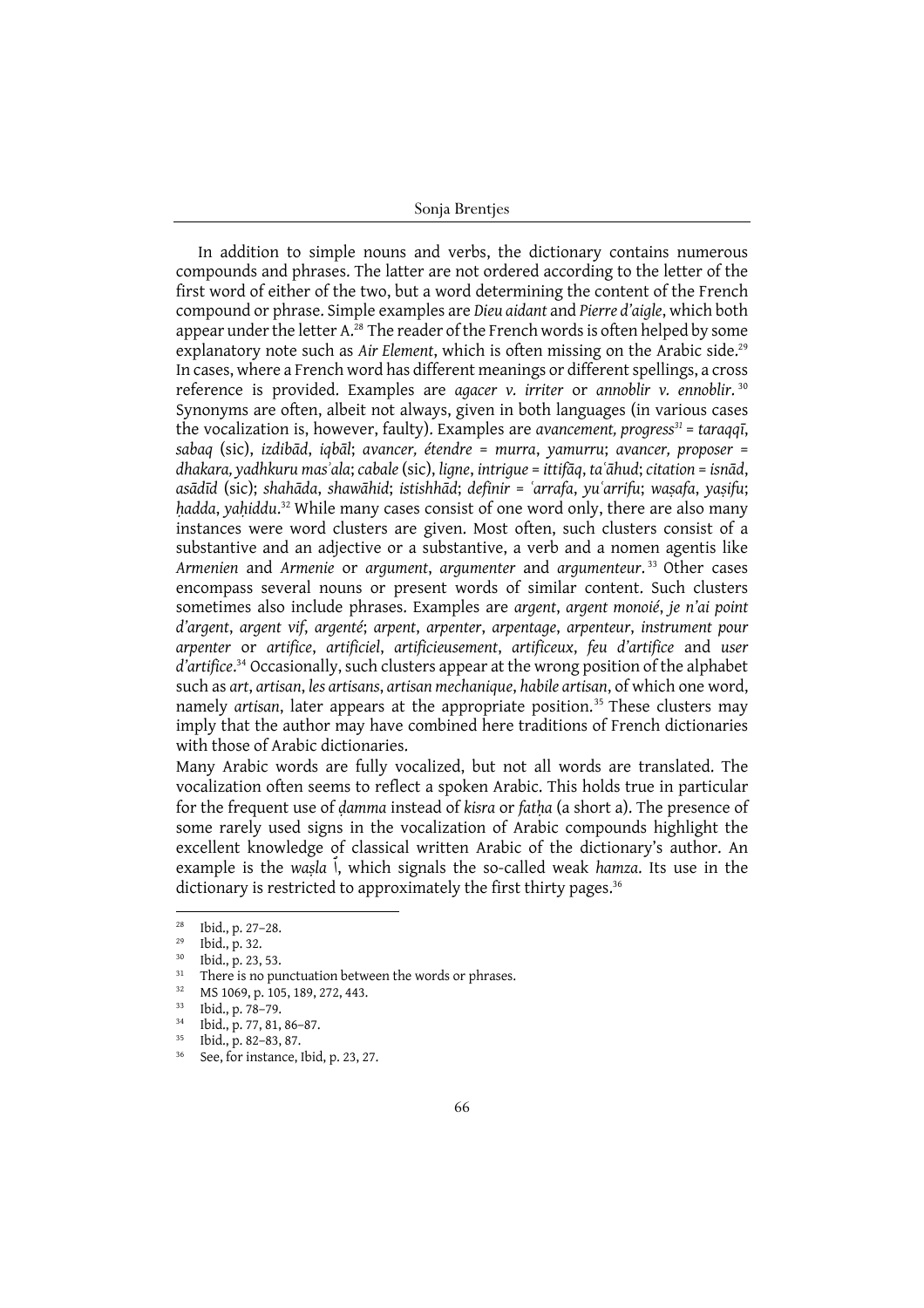In addition to simple nouns and verbs, the dictionary contains numerous compounds and phrases. The latter are not ordered according to the letter of the first word of either of the two, but a word determining the content of the French compound or phrase. Simple examples are *Dieu aidant* and *Pierre d'aigle*, which both appear under the letter A.[28] The reader of the French words is often helped by some explanatory note such as *Air Element*, which is often missing on the Arabic side.[29] In cases, where a French word has different meanings or different spellings, a cross reference is provided. Examples are *agacer v. irriter* or *annoblir v. ennoblir*.[30] Synonyms are often, albeit not always, given in both languages (in various cases the vocalization is, however, faulty). Examples are *avancement, progress*[31] *= taraqqī*, *sabaq* (sic), *izdibād*, *iqbāl*; *avancer, étendre = murra*, *yamurru*; *avancer, proposer = dhakara, yadhkuru masʿala*; *cabale* (sic), *ligne*, *intrigue = ittifāq*, *taʿāhud*; *citation = isnād*, *asādīd* (sic); *shahāda*, *shawāhid*; *istishhād*; *definir = ʿarrafa*, *yuʿarrifu*; *waṣafa*, *yaṣifu*; *ḥadda*, *yaḥiddu*.[32] While many cases consist of one word only, there are also many instances were word clusters are given. Most often, such clusters consist of a substantive and an adjective or a substantive, a verb and a nomen agentis like *Armenien* and *Armenie* or *argument*, *argumenter* and *argumenteur*.[33] Other cases encompass several nouns or present words of similar content. Such clusters sometimes also include phrases. Examples are *argent*, *argent monoié*, *je n'ai point d'argent*, *argent vif*, *argenté*; *arpent*, *arpenter*, *arpentage*, *arpenteur*, *instrument pour arpenter* or *artifice*, *artificiel*, *artificieusement*, *artificeux*, *feu d'artifice* and *user d'artifice*.[34] Occasionally, such clusters appear at the wrong position of the alphabet such as *art*, *artisan*, *les artisans*, *artisan mechanique*, *habile artisan*, of which one word, namely *artisan*, later appears at the appropriate position.[35] These clusters may imply that the author may have combined here traditions of French dictionaries with those of Arabic dictionaries.

Many Arabic words are fully vocalized, but not all words are translated. The vocalization often seems to reflect a spoken Arabic. This holds true in particular for the frequent use of *ḍamma* instead of *kisra* or *fatḥa* (a short a). The presence of some rarely used signs in the vocalization of Arabic compounds highlight the excellent knowledge of classical written Arabic of the dictionary's author. An example is the *waṣla* ٱ, which signals the so-called weak *hamza*. Its use in the dictionary is restricted to approximately the first thirty pages.[36]

---

[28] Ibid., p. 27–28.

[29] Ibid., p. 32.

[30] Ibid., p. 23, 53.

[31] There is no punctuation between the words or phrases.

[32] MS 1069, p. 105, 189, 272, 443.

[33] Ibid., p. 78–79.

[34] Ibid., p. 77, 81, 86–87.

[35] Ibid., p. 82–83, 87.

[36] See, for instance, Ibid, p. 23, 27.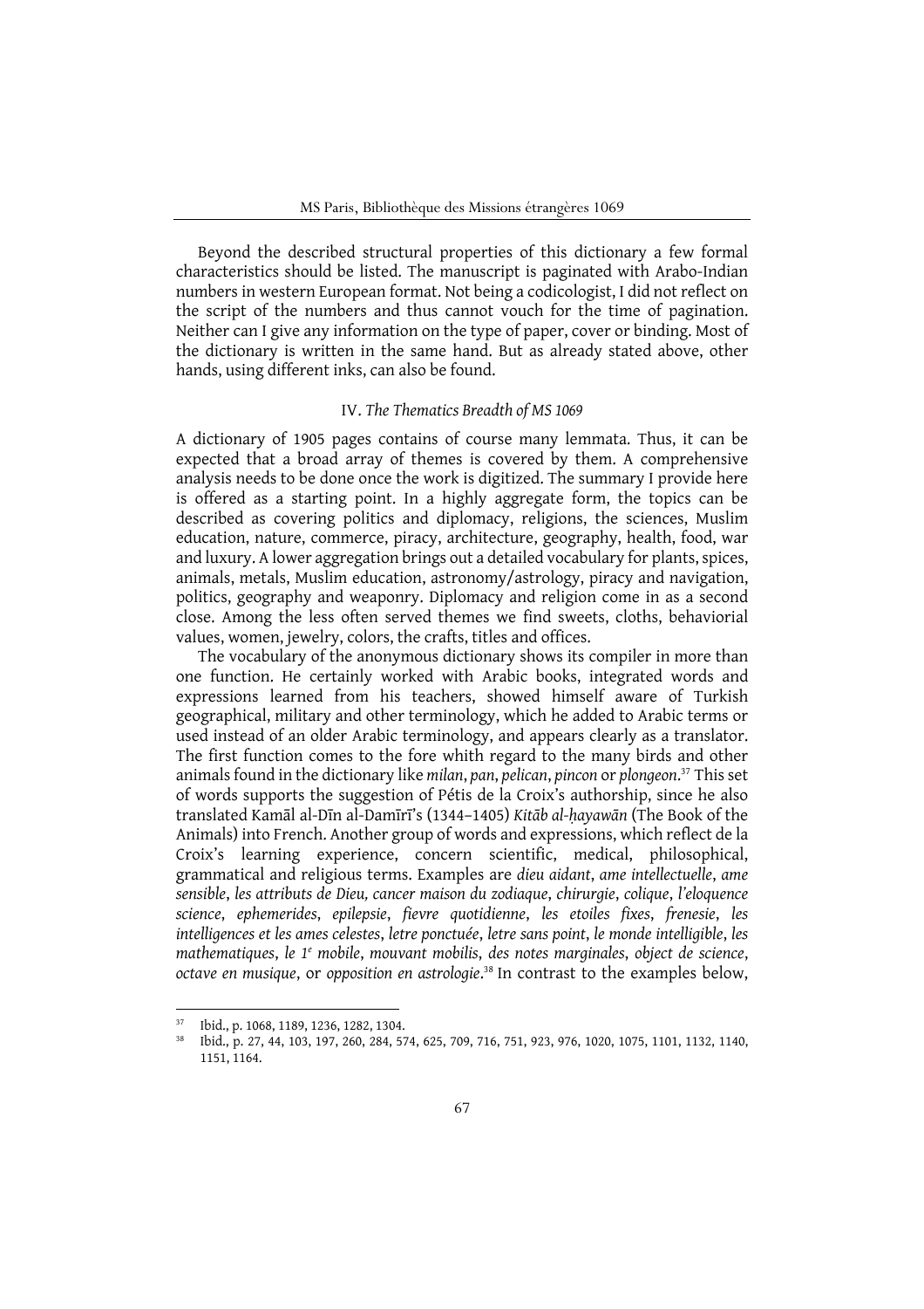Beyond the described structural properties of this dictionary a few formal characteristics should be listed. The manuscript is paginated with Arabo-Indian numbers in western European format. Not being a codicologist, I did not reflect on the script of the numbers and thus cannot vouch for the time of pagination. Neither can I give any information on the type of paper, cover or binding. Most of the dictionary is written in the same hand. But as already stated above, other hands, using different inks, can also be found.

### IV. *The Thematics Breadth of MS 1069*

A dictionary of 1905 pages contains of course many lemmata. Thus, it can be expected that a broad array of themes is covered by them. A comprehensive analysis needs to be done once the work is digitized. The summary I provide here is offered as a starting point. In a highly aggregate form, the topics can be described as covering politics and diplomacy, religions, the sciences, Muslim education, nature, commerce, piracy, architecture, geography, health, food, war and luxury. A lower aggregation brings out a detailed vocabulary for plants, spices, animals, metals, Muslim education, astronomy/astrology, piracy and navigation, politics, geography and weaponry. Diplomacy and religion come in as a second close. Among the less often served themes we find sweets, cloths, behaviorial values, women, jewelry, colors, the crafts, titles and offices.

The vocabulary of the anonymous dictionary shows its compiler in more than one function. He certainly worked with Arabic books, integrated words and expressions learned from his teachers, showed himself aware of Turkish geographical, military and other terminology, which he added to Arabic terms or used instead of an older Arabic terminology, and appears clearly as a translator. The first function comes to the fore whith regard to the many birds and other animals found in the dictionary like *milan*, *pan*, *pelican*, *pincon* or *plongeon*.[37] This set of words supports the suggestion of Pétis de la Croix's authorship, since he also translated Kamāl al-Dīn al-Damīrī's (1344–1405) *Kitāb al-ḥayawān* (The Book of the Animals) into French. Another group of words and expressions, which reflect de la Croix's learning experience, concern scientific, medical, philosophical, grammatical and religious terms. Examples are *dieu aidant*, *ame intellectuelle*, *ame sensible*, *les attributs de Dieu, cancer maison du zodiaque*, *chirurgie*, *colique*, *l'eloquence science*, *ephemerides*, *epilepsie*, *fievre quotidienne*, *les etoiles fixes*, *frenesie*, *les intelligences et les ames celestes*, *letre ponctuée*, *letre sans point*, *le monde intelligible*, *les mathematiques*, *le 1e mobile*, *mouvant mobilis*, *des notes marginales*, *object de science*, *octave en musique*, or *opposition en astrologie*.[38] In contrast to the examples below,

---

[37] Ibid., p. 1068, 1189, 1236, 1282, 1304.

[38] Ibid., p. 27, 44, 103, 197, 260, 284, 574, 625, 709, 716, 751, 923, 976, 1020, 1075, 1101, 1132, 1140, 1151, 1164.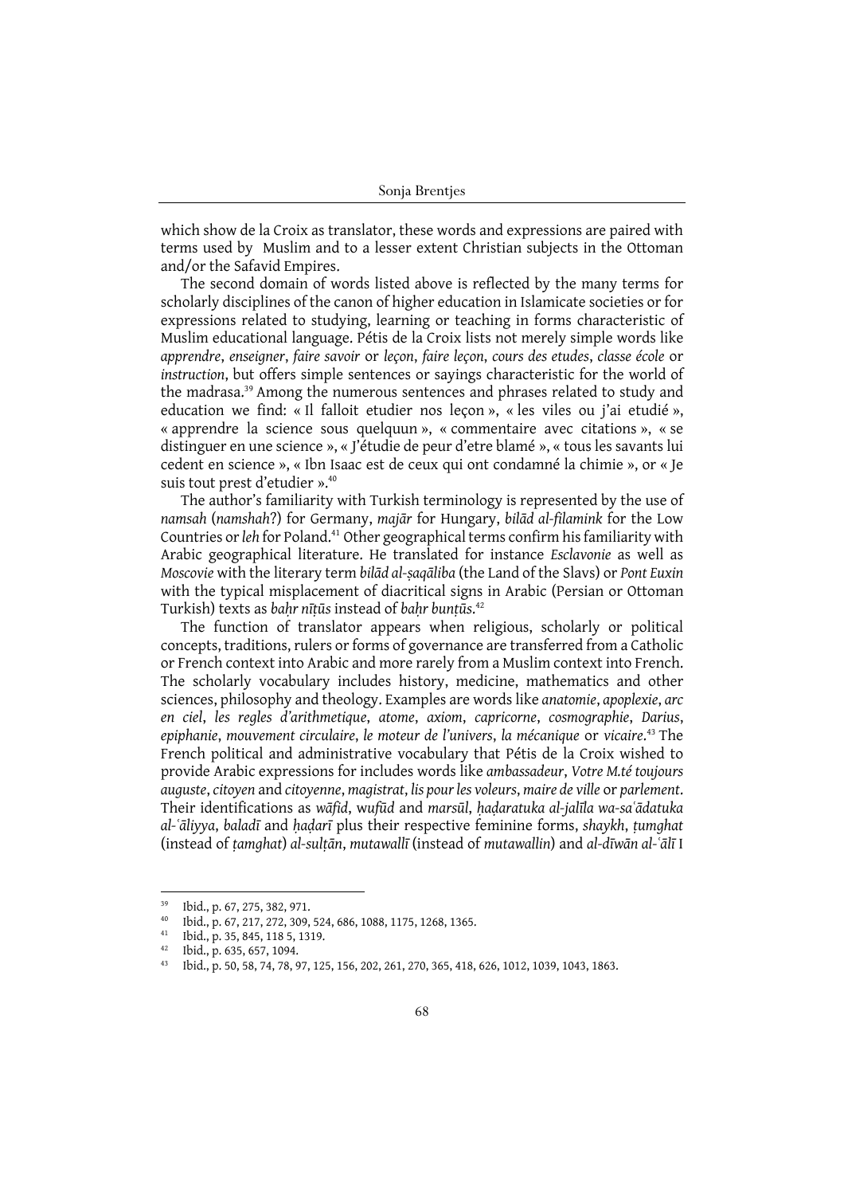which show de la Croix as translator, these words and expressions are paired with terms used by Muslim and to a lesser extent Christian subjects in the Ottoman and/or the Safavid Empires.

The second domain of words listed above is reflected by the many terms for scholarly disciplines of the canon of higher education in Islamicate societies or for expressions related to studying, learning or teaching in forms characteristic of Muslim educational language. Pétis de la Croix lists not merely simple words like *apprendre*, *enseigner*, *faire savoir* or *leçon*, *faire leçon*, *cours des etudes*, *classe école* or *instruction*, but offers simple sentences or sayings characteristic for the world of the madrasa.[39] Among the numerous sentences and phrases related to study and education we find: « Il falloit etudier nos leçon », « les viles ou j'ai etudié », « apprendre la science sous quelquun », « commentaire avec citations », « se distinguer en une science », « J'étudie de peur d'etre blamé », « tous les savants lui cedent en science », « Ibn Isaac est de ceux qui ont condamné la chimie », or « Je suis tout prest d'etudier ».[40]

The author's familiarity with Turkish terminology is represented by the use of *namsah* (*namshah*?) for Germany, *majār* for Hungary, *bilād al-filamink* for the Low Countries or *leh* for Poland.[41] Other geographical terms confirm his familiarity with Arabic geographical literature. He translated for instance *Esclavonie* as well as *Moscovie* with the literary term *bilād al-ṣaqāliba* (the Land of the Slavs) or *Pont Euxin* with the typical misplacement of diacritical signs in Arabic (Persian or Ottoman Turkish) texts as *baḥr nīṭūs* instead of *baḥr bunṭūs*.[42]

The function of translator appears when religious, scholarly or political concepts, traditions, rulers or forms of governance are transferred from a Catholic or French context into Arabic and more rarely from a Muslim context into French. The scholarly vocabulary includes history, medicine, mathematics and other sciences, philosophy and theology. Examples are words like *anatomie*, *apoplexie*, *arc en ciel*, *les regles d'arithmetique*, *atome*, *axiom*, *capricorne*, *cosmographie*, *Darius*, *epiphanie*, *mouvement circulaire*, *le moteur de l'univers*, *la mécanique* or *vicaire*.[43] The French political and administrative vocabulary that Pétis de la Croix wished to provide Arabic expressions for includes words like *ambassadeur*, *Votre M.té toujours auguste*, *citoyen* and *citoyenne*, *magistrat*, *lis pour les voleurs*, *maire de ville* or *parlement*. Their identifications as *wāfid*, *wufūd* and *marsūl*, *ḥaḍaratuka al-jalīla wa-saʿādatuka al-ʿāliyya*, *baladī* and *ḥaḍarī* plus their respective feminine forms, *shaykh*, *ṭumghat* (instead of *ṭamghat*) *al-sulṭān*, *mutawallī* (instead of *mutawallin*) and *al-dīwān al-ʿālī* I

---

[39] Ibid., p. 67, 275, 382, 971.

[40] Ibid., p. 67, 217, 272, 309, 524, 686, 1088, 1175, 1268, 1365.

[41] Ibid., p. 35, 845, 118 5, 1319.

[42] Ibid., p. 635, 657, 1094.

[43] Ibid., p. 50, 58, 74, 78, 97, 125, 156, 202, 261, 270, 365, 418, 626, 1012, 1039, 1043, 1863.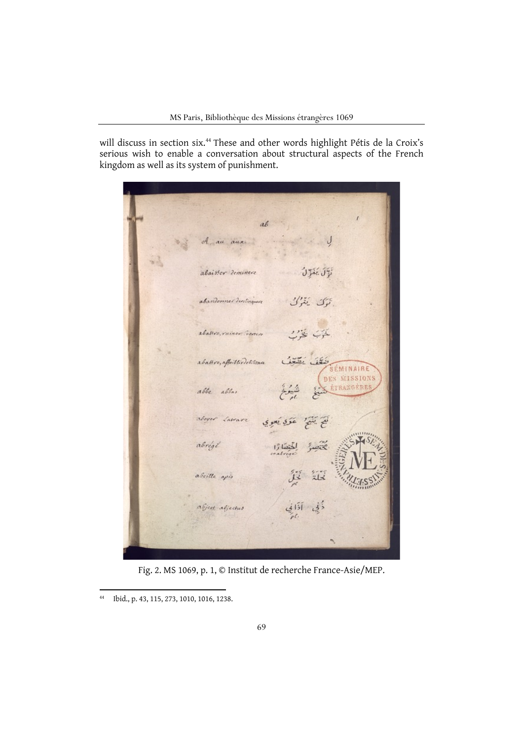will discuss in section six.[44] These and other words highlight Pétis de la Croix's serious wish to enable a conversation about structural aspects of the French kingdom as well as its system of punishment.

Fig. 2. MS 1069, p. 1, © Institut de recherche France-Asie/MEP.

44 Ibid., p. 43, 115, 273, 1010, 1016, 1238.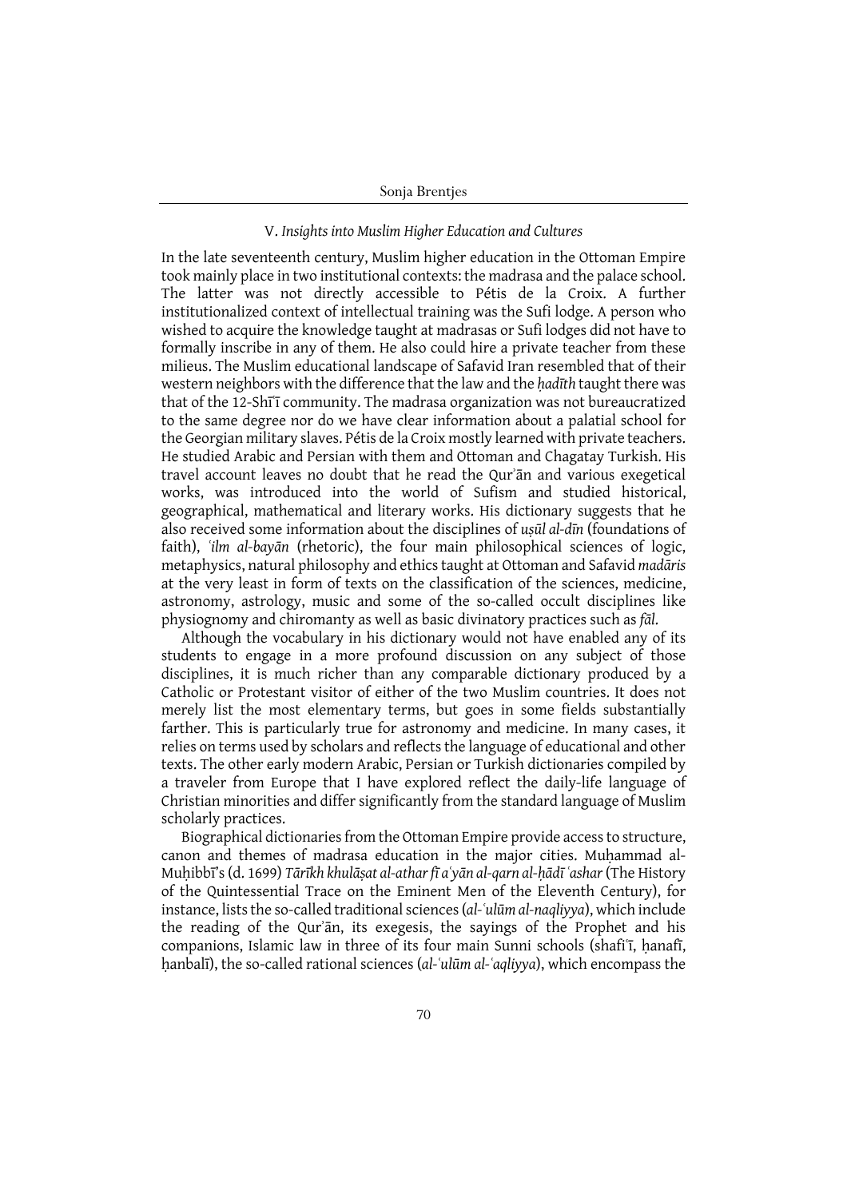## V. *Insights into Muslim Higher Education and Cultures*

In the late seventeenth century, Muslim higher education in the Ottoman Empire took mainly place in two institutional contexts: the madrasa and the palace school. The latter was not directly accessible to Pétis de la Croix. A further institutionalized context of intellectual training was the Sufi lodge. A person who wished to acquire the knowledge taught at madrasas or Sufi lodges did not have to formally inscribe in any of them. He also could hire a private teacher from these milieus. The Muslim educational landscape of Safavid Iran resembled that of their western neighbors with the difference that the law and the *ḥadīth* taught there was that of the 12-Shīʿī community. The madrasa organization was not bureaucratized to the same degree nor do we have clear information about a palatial school for the Georgian military slaves. Pétis de la Croix mostly learned with private teachers. He studied Arabic and Persian with them and Ottoman and Chagatay Turkish. His travel account leaves no doubt that he read the Qurʾān and various exegetical works, was introduced into the world of Sufism and studied historical, geographical, mathematical and literary works. His dictionary suggests that he also received some information about the disciplines of *uṣūl al-dīn* (foundations of faith), *ʿilm al-bayān* (rhetoric), the four main philosophical sciences of logic, metaphysics, natural philosophy and ethics taught at Ottoman and Safavid *madāris* at the very least in form of texts on the classification of the sciences, medicine, astronomy, astrology, music and some of the so-called occult disciplines like physiognomy and chiromanty as well as basic divinatory practices such as *fāl*.

Although the vocabulary in his dictionary would not have enabled any of its students to engage in a more profound discussion on any subject of those disciplines, it is much richer than any comparable dictionary produced by a Catholic or Protestant visitor of either of the two Muslim countries. It does not merely list the most elementary terms, but goes in some fields substantially farther. This is particularly true for astronomy and medicine. In many cases, it relies on terms used by scholars and reflects the language of educational and other texts. The other early modern Arabic, Persian or Turkish dictionaries compiled by a traveler from Europe that I have explored reflect the daily-life language of Christian minorities and differ significantly from the standard language of Muslim scholarly practices.

Biographical dictionaries from the Ottoman Empire provide access to structure, canon and themes of madrasa education in the major cities. Muḥammad al-Muḥibbī's (d. 1699) *Tārīkh khulāṣat al-athar fī aʿyān al-qarn al-ḥādī ʿashar* (The History of the Quintessential Trace on the Eminent Men of the Eleventh Century), for instance, lists the so-called traditional sciences (*al-ʿulūm al-naqliyya*), which include the reading of the Qurʾān, its exegesis, the sayings of the Prophet and his companions, Islamic law in three of its four main Sunni schools (shafiʿī, ḥanafī, ḥanbalī), the so-called rational sciences (*al-ʿulūm al-ʿaqliyya*), which encompass the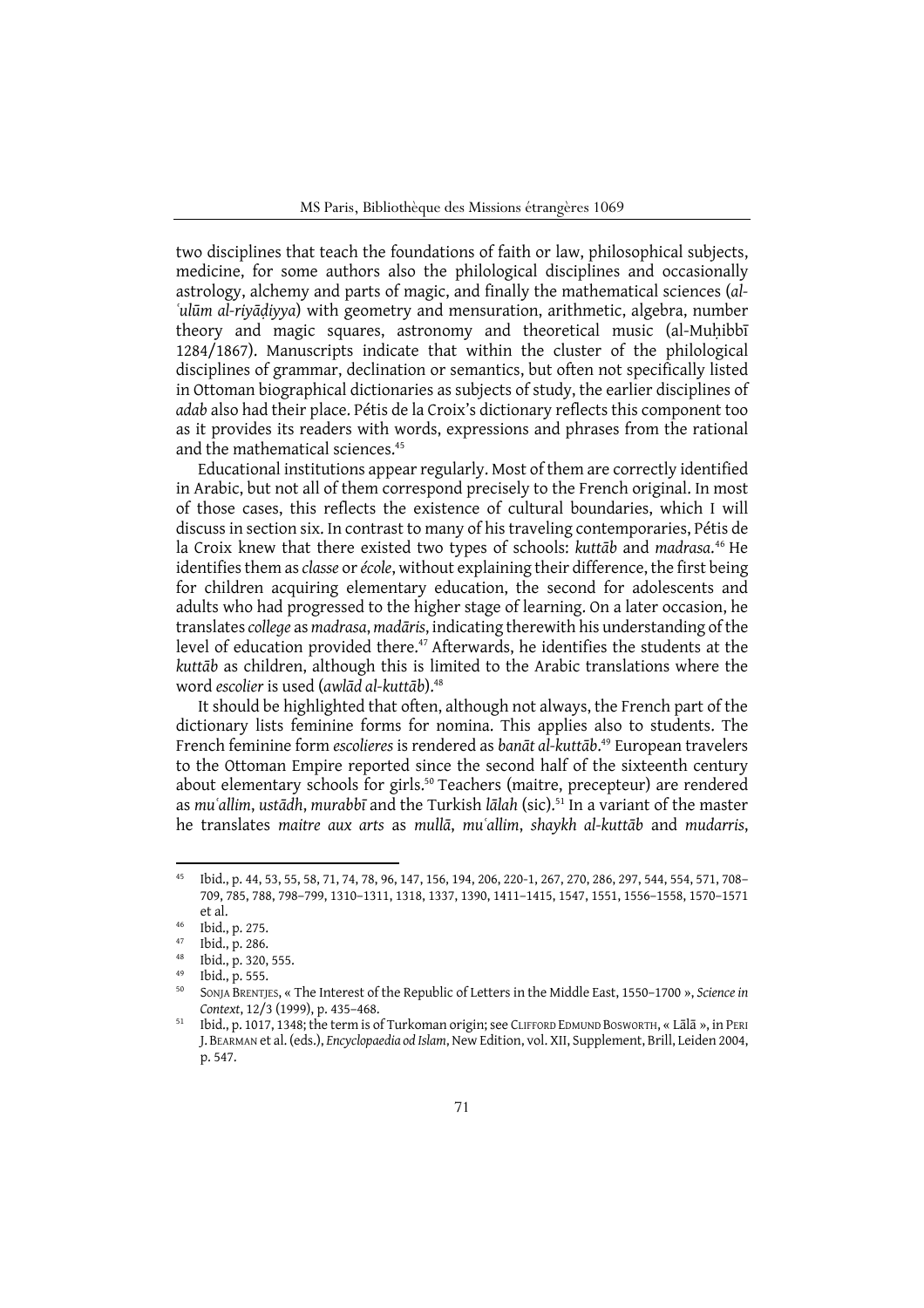two disciplines that teach the foundations of faith or law, philosophical subjects, medicine, for some authors also the philological disciplines and occasionally astrology, alchemy and parts of magic, and finally the mathematical sciences (*al-ʿulūm al-riyāḍiyya*) with geometry and mensuration, arithmetic, algebra, number theory and magic squares, astronomy and theoretical music (al-Muḥibbī 1284/1867). Manuscripts indicate that within the cluster of the philological disciplines of grammar, declination or semantics, but often not specifically listed in Ottoman biographical dictionaries as subjects of study, the earlier disciplines of *adab* also had their place. Pétis de la Croix's dictionary reflects this component too as it provides its readers with words, expressions and phrases from the rational and the mathematical sciences.[45]

Educational institutions appear regularly. Most of them are correctly identified in Arabic, but not all of them correspond precisely to the French original. In most of those cases, this reflects the existence of cultural boundaries, which I will discuss in section six. In contrast to many of his traveling contemporaries, Pétis de la Croix knew that there existed two types of schools: *kuttāb* and *madrasa*.[46] He identifies them as *classe* or *école*, without explaining their difference, the first being for children acquiring elementary education, the second for adolescents and adults who had progressed to the higher stage of learning. On a later occasion, he translates *college* as *madrasa*, *madāris*, indicating therewith his understanding of the level of education provided there.[47] Afterwards, he identifies the students at the *kuttāb* as children, although this is limited to the Arabic translations where the word *escolier* is used (*awlād al-kuttāb*).[48]

It should be highlighted that often, although not always, the French part of the dictionary lists feminine forms for nomina. This applies also to students. The French feminine form *escolieres* is rendered as *banāt al-kuttāb*.[49] European travelers to the Ottoman Empire reported since the second half of the sixteenth century about elementary schools for girls.[50] Teachers (maitre, precepteur) are rendered as *muʿallim*, *ustādh*, *murabbī* and the Turkish *lālah* (sic).[51] In a variant of the master he translates *maitre aux arts* as *mullā*, *muʿallim*, *shaykh al-kuttāb* and *mudarris*,

---

[45] Ibid., p. 44, 53, 55, 58, 71, 74, 78, 96, 147, 156, 194, 206, 220-1, 267, 270, 286, 297, 544, 554, 571, 708–709, 785, 788, 798–799, 1310–1311, 1318, 1337, 1390, 1411–1415, 1547, 1551, 1556–1558, 1570–1571 et al.

[46] Ibid., p. 275.

[47] Ibid., p. 286.

[48] Ibid., p. 320, 555.

[49] Ibid., p. 555.

[50] Sonja Brentjes, « The Interest of the Republic of Letters in the Middle East, 1550–1700 », *Science in Context*, 12/3 (1999), p. 435–468.

[51] Ibid., p. 1017, 1348; the term is of Turkoman origin; see Clifford Edmund Bosworth, « Lālā », in Peri J. Bearman et al. (eds.), *Encyclopaedia od Islam*, New Edition, vol. XII, Supplement, Brill, Leiden 2004, p. 547.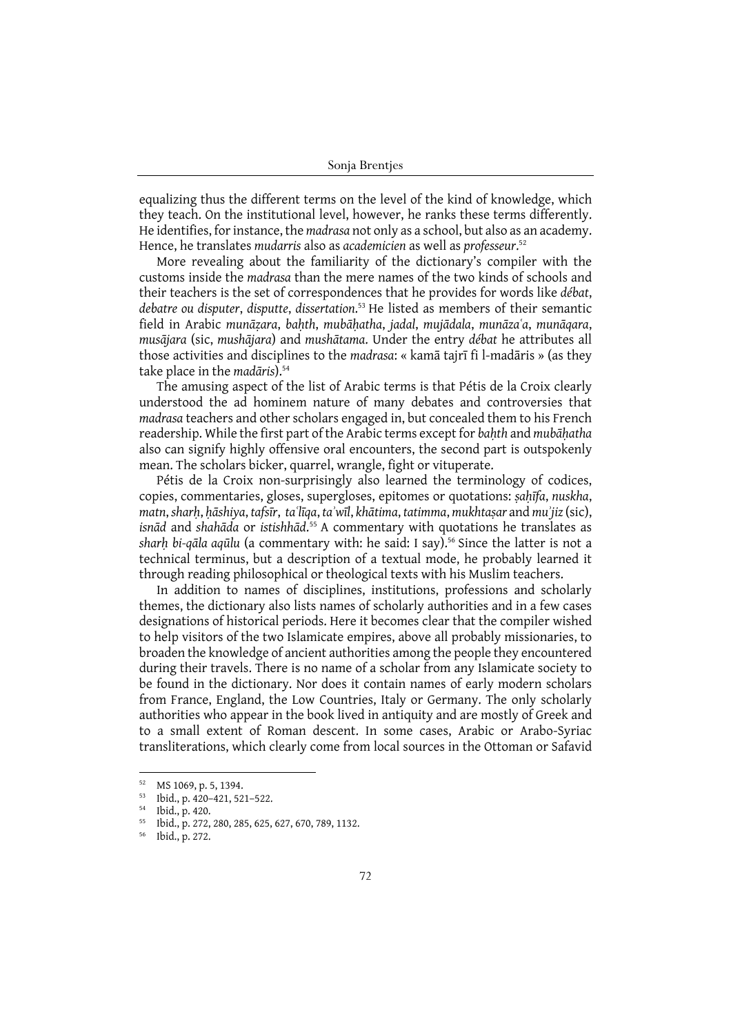equalizing thus the different terms on the level of the kind of knowledge, which they teach. On the institutional level, however, he ranks these terms differently. He identifies, for instance, the *madrasa* not only as a school, but also as an academy. Hence, he translates *mudarris* also as *academicien* as well as *professeur*.[52]

More revealing about the familiarity of the dictionary's compiler with the customs inside the *madrasa* than the mere names of the two kinds of schools and their teachers is the set of correspondences that he provides for words like *débat*, *debatre ou disputer*, *disputte*, *dissertation*.[53] He listed as members of their semantic field in Arabic *munāẓara*, *baḥth*, *mubāḥatha*, *jadal*, *mujādala*, *munāzaʿa*, *munāqara*, *musājara* (sic, *mushājara*) and *mushātama*. Under the entry *débat* he attributes all those activities and disciplines to the *madrasa*: « kamā tajrī fi l-madāris » (as they take place in the *madāris*).[54]

The amusing aspect of the list of Arabic terms is that Pétis de la Croix clearly understood the ad hominem nature of many debates and controversies that *madrasa* teachers and other scholars engaged in, but concealed them to his French readership. While the first part of the Arabic terms except for *baḥth* and *mubāḥatha* also can signify highly offensive oral encounters, the second part is outspokenly mean. The scholars bicker, quarrel, wrangle, fight or vituperate.

Pétis de la Croix non-surprisingly also learned the terminology of codices, copies, commentaries, gloses, superglosses, epitomes or quotations: *ṣaḥīfa*, *nuskha*, *matn*, *sharḥ*, *ḥāshiya*, *tafsīr*, *taʿlīqa*, *taʾwīl*, *khātima*, *tatimma*, *mukhtaṣar* and *muʾjiz* (sic), *isnād* and *shahāda* or *istishhād*.[55] A commentary with quotations he translates as *sharḥ bi-qāla aqūlu* (a commentary with: he said: I say).[56] Since the latter is not a technical terminus, but a description of a textual mode, he probably learned it through reading philosophical or theological texts with his Muslim teachers.

In addition to names of disciplines, institutions, professions and scholarly themes, the dictionary also lists names of scholarly authorities and in a few cases designations of historical periods. Here it becomes clear that the compiler wished to help visitors of the two Islamicate empires, above all probably missionaries, to broaden the knowledge of ancient authorities among the people they encountered during their travels. There is no name of a scholar from any Islamicate society to be found in the dictionary. Nor does it contain names of early modern scholars from France, England, the Low Countries, Italy or Germany. The only scholarly authorities who appear in the book lived in antiquity and are mostly of Greek and to a small extent of Roman descent. In some cases, Arabic or Arabo-Syriac transliterations, which clearly come from local sources in the Ottoman or Safavid

---

[52] MS 1069, p. 5, 1394.

[53] Ibid., p. 420–421, 521–522.

[54] Ibid., p. 420.

[55] Ibid., p. 272, 280, 285, 625, 627, 670, 789, 1132.

[56] Ibid., p. 272.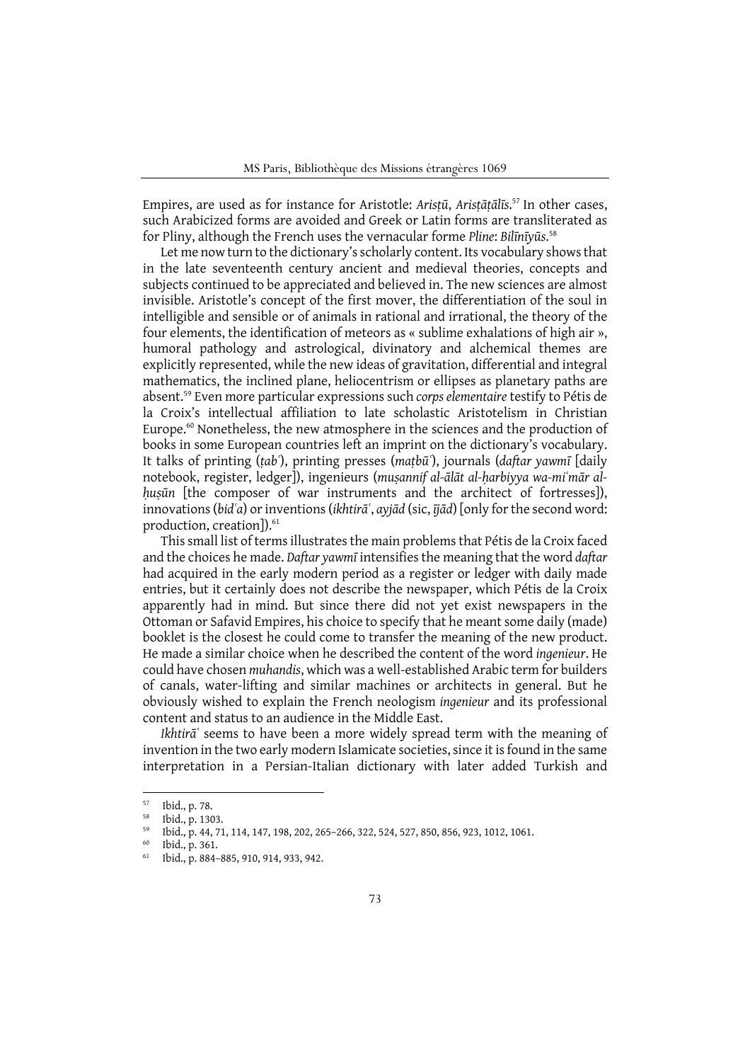Empires, are used as for instance for Aristotle: *Arisṭū*, *Arisṭāṭālīs*.[57] In other cases, such Arabicized forms are avoided and Greek or Latin forms are transliterated as for Pliny, although the French uses the vernacular forme *Pline*: *Bilīnīyūs*.[58]

Let me now turn to the dictionary's scholarly content. Its vocabulary shows that in the late seventeenth century ancient and medieval theories, concepts and subjects continued to be appreciated and believed in. The new sciences are almost invisible. Aristotle's concept of the first mover, the differentiation of the soul in intelligible and sensible or of animals in rational and irrational, the theory of the four elements, the identification of meteors as « sublime exhalations of high air », humoral pathology and astrological, divinatory and alchemical themes are explicitly represented, while the new ideas of gravitation, differential and integral mathematics, the inclined plane, heliocentrism or ellipses as planetary paths are absent.[59] Even more particular expressions such *corps elementaire* testify to Pétis de la Croix's intellectual affiliation to late scholastic Aristotelism in Christian Europe.[60] Nonetheless, the new atmosphere in the sciences and the production of books in some European countries left an imprint on the dictionary's vocabulary. It talks of printing (*ṭabʿ*), printing presses (*maṭbūʿ*), journals (*daftar yawmī* [daily notebook, register, ledger]), ingenieurs (*muṣannif al-ālāt al-ḥarbiyya wa-miʿmār al-ḥuṣūn* [the composer of war instruments and the architect of fortresses]), innovations (*bidʿa*) or inventions (*ikhtirāʿ*, *ayjād* (sic, *ījād*) [only for the second word: production, creation]).[61]

This small list of terms illustrates the main problems that Pétis de la Croix faced and the choices he made. *Daftar yawmī* intensifies the meaning that the word *daftar* had acquired in the early modern period as a register or ledger with daily made entries, but it certainly does not describe the newspaper, which Pétis de la Croix apparently had in mind. But since there did not yet exist newspapers in the Ottoman or Safavid Empires, his choice to specify that he meant some daily (made) booklet is the closest he could come to transfer the meaning of the new product. He made a similar choice when he described the content of the word *ingenieur*. He could have chosen *muhandis*, which was a well-established Arabic term for builders of canals, water-lifting and similar machines or architects in general. But he obviously wished to explain the French neologism *ingenieur* and its professional content and status to an audience in the Middle East.

*Ikhtirāʿ* seems to have been a more widely spread term with the meaning of invention in the two early modern Islamicate societies, since it is found in the same interpretation in a Persian-Italian dictionary with later added Turkish and

---

[57] Ibid., p. 78.

[58] Ibid., p. 1303.

[59] Ibid., p. 44, 71, 114, 147, 198, 202, 265–266, 322, 524, 527, 850, 856, 923, 1012, 1061.

[60] Ibid., p. 361.

[61] Ibid., p. 884–885, 910, 914, 933, 942.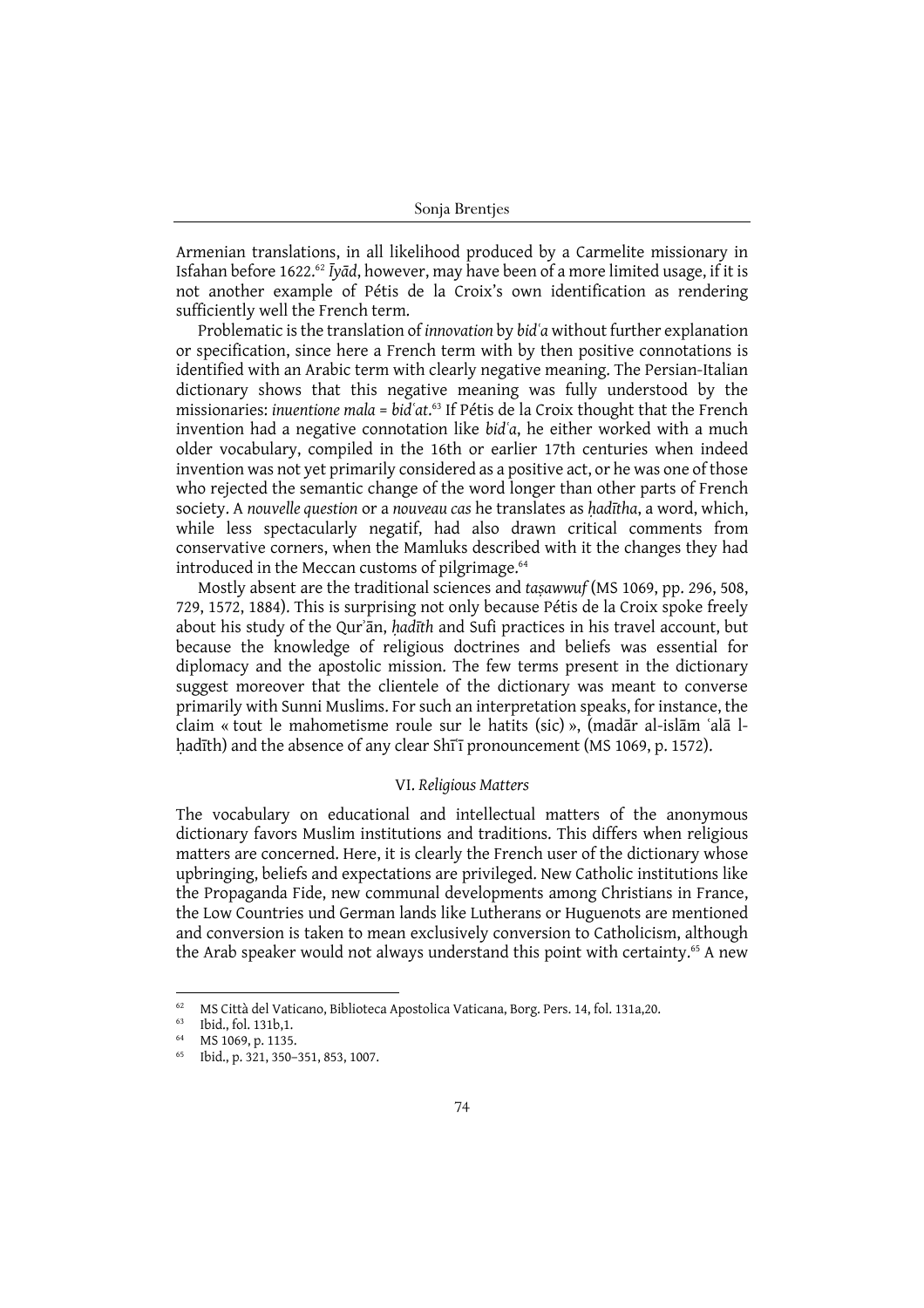Armenian translations, in all likelihood produced by a Carmelite missionary in Isfahan before 1622.[62] *Īyād*, however, may have been of a more limited usage, if it is not another example of Pétis de la Croix's own identification as rendering sufficiently well the French term.

Problematic is the translation of *innovation* by *bidʿa* without further explanation or specification, since here a French term with by then positive connotations is identified with an Arabic term with clearly negative meaning. The Persian-Italian dictionary shows that this negative meaning was fully understood by the missionaries: *inuentione mala* = *bidʿat*.[63] If Pétis de la Croix thought that the French invention had a negative connotation like *bidʿa*, he either worked with a much older vocabulary, compiled in the 16th or earlier 17th centuries when indeed invention was not yet primarily considered as a positive act, or he was one of those who rejected the semantic change of the word longer than other parts of French society. A *nouvelle question* or a *nouveau cas* he translates as *ḥadītha*, a word, which, while less spectacularly negatif, had also drawn critical comments from conservative corners, when the Mamluks described with it the changes they had introduced in the Meccan customs of pilgrimage.[64]

Mostly absent are the traditional sciences and *taṣawwuf* (MS 1069, pp. 296, 508, 729, 1572, 1884). This is surprising not only because Pétis de la Croix spoke freely about his study of the Qurʾān, *ḥadīth* and Sufi practices in his travel account, but because the knowledge of religious doctrines and beliefs was essential for diplomacy and the apostolic mission. The few terms present in the dictionary suggest moreover that the clientele of the dictionary was meant to converse primarily with Sunni Muslims. For such an interpretation speaks, for instance, the claim « tout le mahometisme roule sur le hatits (sic) », (madār al-islām ʿalā l-ḥadīth) and the absence of any clear Shīʿī pronouncement (MS 1069, p. 1572).

### VI. *Religious Matters*

The vocabulary on educational and intellectual matters of the anonymous dictionary favors Muslim institutions and traditions. This differs when religious matters are concerned. Here, it is clearly the French user of the dictionary whose upbringing, beliefs and expectations are privileged. New Catholic institutions like the Propaganda Fide, new communal developments among Christians in France, the Low Countries und German lands like Lutherans or Huguenots are mentioned and conversion is taken to mean exclusively conversion to Catholicism, although the Arab speaker would not always understand this point with certainty.[65] A new

---

[62] MS Città del Vaticano, Biblioteca Apostolica Vaticana, Borg. Pers. 14, fol. 131a,20.

[63] Ibid., fol. 131b,1.

[64] MS 1069, p. 1135.

[65] Ibid., p. 321, 350–351, 853, 1007.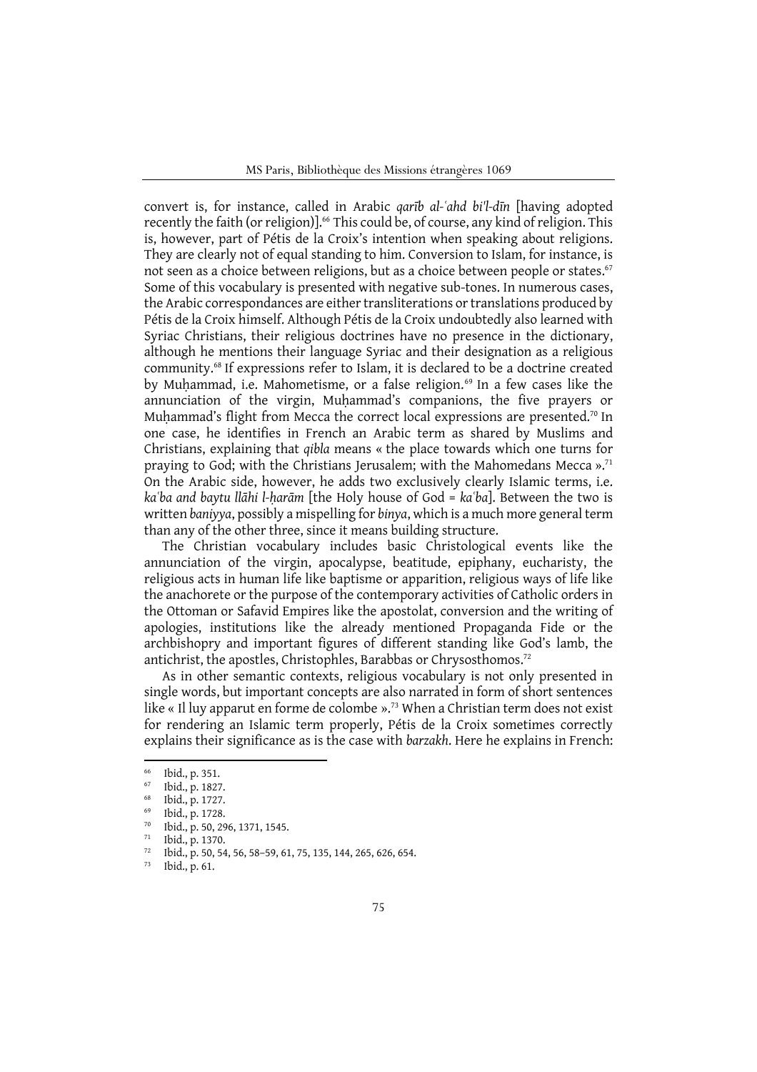convert is, for instance, called in Arabic *qarīb al-ʿahd bi'l-dīn* [having adopted recently the faith (or religion)].[66] This could be, of course, any kind of religion. This is, however, part of Pétis de la Croix's intention when speaking about religions. They are clearly not of equal standing to him. Conversion to Islam, for instance, is not seen as a choice between religions, but as a choice between people or states.[67] Some of this vocabulary is presented with negative sub-tones. In numerous cases, the Arabic correspondances are either transliterations or translations produced by Pétis de la Croix himself. Although Pétis de la Croix undoubtedly also learned with Syriac Christians, their religious doctrines have no presence in the dictionary, although he mentions their language Syriac and their designation as a religious community.[68] If expressions refer to Islam, it is declared to be a doctrine created by Muḥammad, i.e. Mahometisme, or a false religion.[69] In a few cases like the annunciation of the virgin, Muḥammad's companions, the five prayers or Muḥammad's flight from Mecca the correct local expressions are presented.[70] In one case, he identifies in French an Arabic term as shared by Muslims and Christians, explaining that *qibla* means « the place towards which one turns for praying to God; with the Christians Jerusalem; with the Mahomedans Mecca ».[71] On the Arabic side, however, he adds two exclusively clearly Islamic terms, i.e. *kaʿba and baytu llāhi l-ḥarām* [the Holy house of God = *kaʿba*]. Between the two is written *baniyya*, possibly a mispelling for *binya*, which is a much more general term than any of the other three, since it means building structure.

The Christian vocabulary includes basic Christological events like the annunciation of the virgin, apocalypse, beatitude, epiphany, eucharisty, the religious acts in human life like baptisme or apparition, religious ways of life like the anachorete or the purpose of the contemporary activities of Catholic orders in the Ottoman or Safavid Empires like the apostolat, conversion and the writing of apologies, institutions like the already mentioned Propaganda Fide or the archbishopry and important figures of different standing like God's lamb, the antichrist, the apostles, Christophles, Barabbas or Chrysosthomos.[72]

As in other semantic contexts, religious vocabulary is not only presented in single words, but important concepts are also narrated in form of short sentences like « Il luy apparut en forme de colombe ».[73] When a Christian term does not exist for rendering an Islamic term properly, Pétis de la Croix sometimes correctly explains their significance as is the case with *barzakh*. Here he explains in French:

---

[66] Ibid., p. 351.

[67] Ibid., p. 1827.

[68] Ibid., p. 1727.

[69] Ibid., p. 1728.

[70] Ibid., p. 50, 296, 1371, 1545.

[71] Ibid., p. 1370.

[72] Ibid., p. 50, 54, 56, 58–59, 61, 75, 135, 144, 265, 626, 654.

[73] Ibid., p. 61.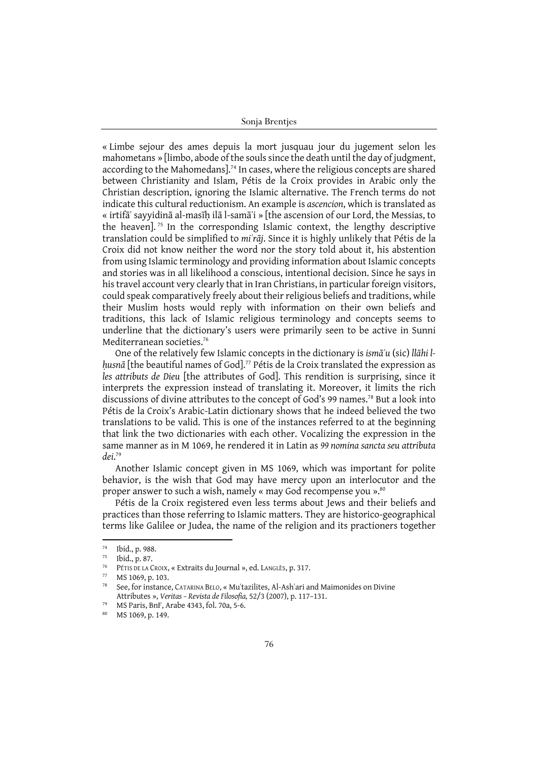« Limbe sejour des ames depuis la mort jusquau jour du jugement selon les mahometans » [limbo, abode of the souls since the death until the day of judgment, according to the Mahomedans].[74] In cases, where the religious concepts are shared between Christianity and Islam, Pétis de la Croix provides in Arabic only the Christian description, ignoring the Islamic alternative. The French terms do not indicate this cultural reductionism. An example is *ascencion*, which is translated as « irtifāʿ sayyidinā al-masīḥ ilā l-samāʾi » [the ascension of our Lord, the Messias, to the heaven].[75] In the corresponding Islamic context, the lengthy descriptive translation could be simplified to *miʿrāj*. Since it is highly unlikely that Pétis de la Croix did not know neither the word nor the story told about it, his abstention from using Islamic terminology and providing information about Islamic concepts and stories was in all likelihood a conscious, intentional decision. Since he says in his travel account very clearly that in Iran Christians, in particular foreign visitors, could speak comparatively freely about their religious beliefs and traditions, while their Muslim hosts would reply with information on their own beliefs and traditions, this lack of Islamic religious terminology and concepts seems to underline that the dictionary's users were primarily seen to be active in Sunni Mediterranean societies.[76]

One of the relatively few Islamic concepts in the dictionary is *ismāʾu* (sic) *llāhi l-ḥusnā* [the beautiful names of God].[77] Pétis de la Croix translated the expression as *les attributs de Dieu* [the attributes of God]. This rendition is surprising, since it interprets the expression instead of translating it. Moreover, it limits the rich discussions of divine attributes to the concept of God's 99 names.[78] But a look into Pétis de la Croix's Arabic-Latin dictionary shows that he indeed believed the two translations to be valid. This is one of the instances referred to at the beginning that link the two dictionaries with each other. Vocalizing the expression in the same manner as in M 1069, he rendered it in Latin as *99 nomina sancta seu attributa dei*.[79]

Another Islamic concept given in MS 1069, which was important for polite behavior, is the wish that God may have mercy upon an interlocutor and the proper answer to such a wish, namely « may God recompense you ».[80]

Pétis de la Croix registered even less terms about Jews and their beliefs and practices than those referring to Islamic matters. They are historico-geographical terms like Galilee or Judea, the name of the religion and its practioners together

---

[74] Ibid., p. 988.

[75] Ibid., p. 87.

[76] Pétis de la Croix, « Extraits du Journal », ed. Langlès, p. 317.

[77] MS 1069, p. 103.

[78] See, for instance, Catarina Belo, « Muʿtazilites, Al-Ashʿari and Maimonides on Divine Attributes », *Veritas – Revista de Filosofia,* 52/3 (2007), p. 117–131.

[79] MS Paris, BnF, Arabe 4343, fol. 70a, 5-6.

[80] MS 1069, p. 149.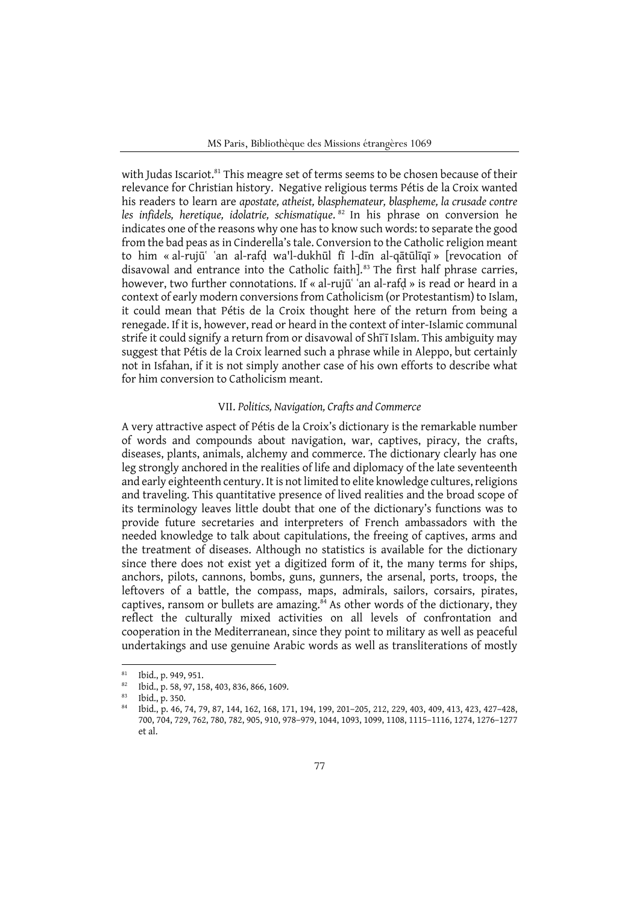with Judas Iscariot.[81] This meagre set of terms seems to be chosen because of their relevance for Christian history. Negative religious terms Pétis de la Croix wanted his readers to learn are *apostate, atheist, blasphemateur, blaspheme, la crusade contre les infidels, heretique, idolatrie, schismatique*.[82] In his phrase on conversion he indicates one of the reasons why one has to know such words: to separate the good from the bad peas as in Cinderella's tale. Conversion to the Catholic religion meant to him « al-rujūʿ ʿan al-rafḍ wa'l-dukhūl fī l-dīn al-qātūlīqī » [revocation of disavowal and entrance into the Catholic faith].[83] The first half phrase carries, however, two further connotations. If « al-rujūʿ ʿan al-rafḍ » is read or heard in a context of early modern conversions from Catholicism (or Protestantism) to Islam, it could mean that Pétis de la Croix thought here of the return from being a renegade. If it is, however, read or heard in the context of inter-Islamic communal strife it could signify a return from or disavowal of Shīʿī Islam. This ambiguity may suggest that Pétis de la Croix learned such a phrase while in Aleppo, but certainly not in Isfahan, if it is not simply another case of his own efforts to describe what for him conversion to Catholicism meant.

## VII. *Politics, Navigation, Crafts and Commerce*

A very attractive aspect of Pétis de la Croix's dictionary is the remarkable number of words and compounds about navigation, war, captives, piracy, the crafts, diseases, plants, animals, alchemy and commerce. The dictionary clearly has one leg strongly anchored in the realities of life and diplomacy of the late seventeenth and early eighteenth century. It is not limited to elite knowledge cultures, religions and traveling. This quantitative presence of lived realities and the broad scope of its terminology leaves little doubt that one of the dictionary's functions was to provide future secretaries and interpreters of French ambassadors with the needed knowledge to talk about capitulations, the freeing of captives, arms and the treatment of diseases. Although no statistics is available for the dictionary since there does not exist yet a digitized form of it, the many terms for ships, anchors, pilots, cannons, bombs, guns, gunners, the arsenal, ports, troops, the leftovers of a battle, the compass, maps, admirals, sailors, corsairs, pirates, captives, ransom or bullets are amazing.[84] As other words of the dictionary, they reflect the culturally mixed activities on all levels of confrontation and cooperation in the Mediterranean, since they point to military as well as peaceful undertakings and use genuine Arabic words as well as transliterations of mostly

---

[81] Ibid., p. 949, 951.

[82] Ibid., p. 58, 97, 158, 403, 836, 866, 1609.

[83] Ibid., p. 350.

[84] Ibid., p. 46, 74, 79, 87, 144, 162, 168, 171, 194, 199, 201–205, 212, 229, 403, 409, 413, 423, 427–428, 700, 704, 729, 762, 780, 782, 905, 910, 978–979, 1044, 1093, 1099, 1108, 1115–1116, 1274, 1276–1277 et al.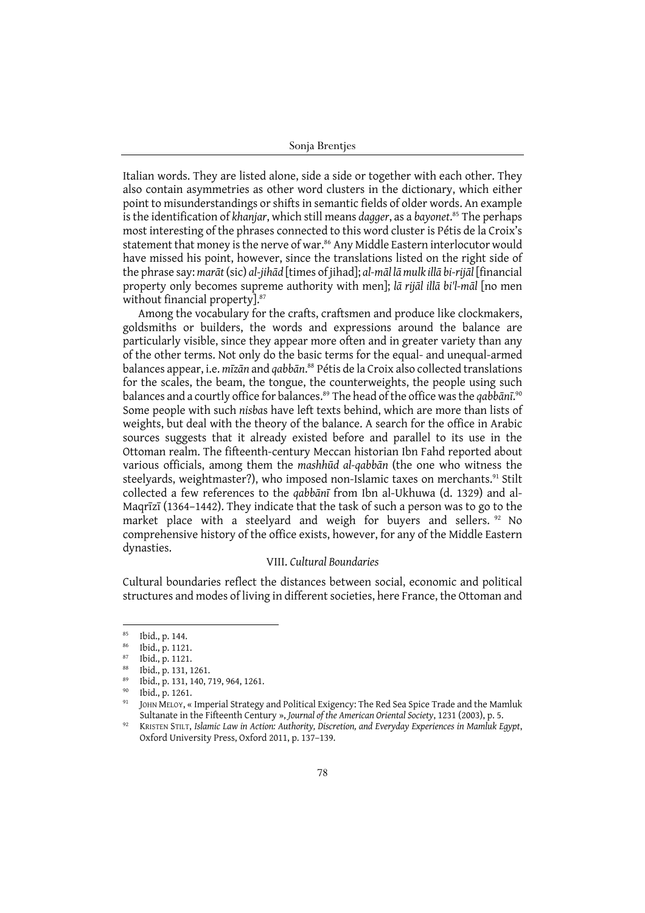Italian words. They are listed alone, side a side or together with each other. They also contain asymmetries as other word clusters in the dictionary, which either point to misunderstandings or shifts in semantic fields of older words. An example is the identification of *khanjar*, which still means *dagger*, as a *bayonet*.[85] The perhaps most interesting of the phrases connected to this word cluster is Pétis de la Croix's statement that money is the nerve of war.[86] Any Middle Eastern interlocutor would have missed his point, however, since the translations listed on the right side of the phrase say: *marāt* (sic) *al-jihād* [times of jihad]; *al-māl lā mulk illā bi-rijāl* [financial property only becomes supreme authority with men]; *lā rijāl illā bi'l-māl* [no men without financial property].[87]

Among the vocabulary for the crafts, craftsmen and produce like clockmakers, goldsmiths or builders, the words and expressions around the balance are particularly visible, since they appear more often and in greater variety than any of the other terms. Not only do the basic terms for the equal- and unequal-armed balances appear, i.e. *mīzān* and *qabbān*.[88] Pétis de la Croix also collected translations for the scales, the beam, the tongue, the counterweights, the people using such balances and a courtly office for balances.[89] The head of the office was the *qabbānī*.[90] Some people with such *nisbas* have left texts behind, which are more than lists of weights, but deal with the theory of the balance. A search for the office in Arabic sources suggests that it already existed before and parallel to its use in the Ottoman realm. The fifteenth-century Meccan historian Ibn Fahd reported about various officials, among them the *mashhūd al-qabbān* (the one who witness the steelyards, weightmaster?), who imposed non-Islamic taxes on merchants.[91] Stilt collected a few references to the *qabbānī* from Ibn al-Ukhuwa (d. 1329) and al-Maqrīzī (1364–1442). They indicate that the task of such a person was to go to the market place with a steelyard and weigh for buyers and sellers.[92] No comprehensive history of the office exists, however, for any of the Middle Eastern dynasties.

### VIII. *Cultural Boundaries*

Cultural boundaries reflect the distances between social, economic and political structures and modes of living in different societies, here France, the Ottoman and

---

[85] Ibid., p. 144.

[86] Ibid., p. 1121.

[87] Ibid., p. 1121.

[88] Ibid., p. 131, 1261.

[89] Ibid., p. 131, 140, 719, 964, 1261.

[90] Ibid., p. 1261.

[91] John Meloy, « Imperial Strategy and Political Exigency: The Red Sea Spice Trade and the Mamluk Sultanate in the Fifteenth Century », *Journal of the American Oriental Society*, 1231 (2003), p. 5.

[92] Kristen Stilt, *Islamic Law in Action: Authority, Discretion, and Everyday Experiences in Mamluk Egypt*, Oxford University Press, Oxford 2011, p. 137–139.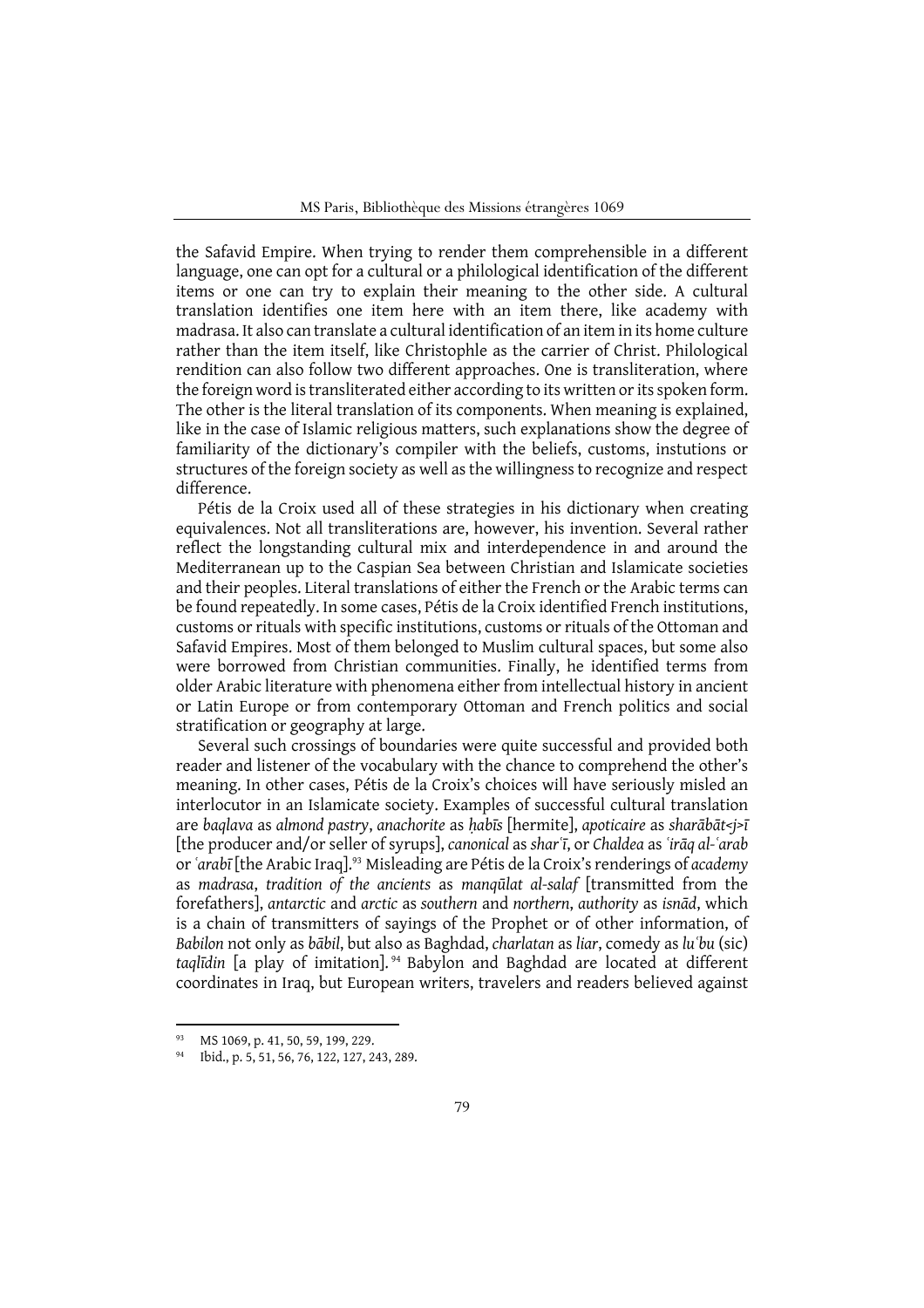the Safavid Empire. When trying to render them comprehensible in a different language, one can opt for a cultural or a philological identification of the different items or one can try to explain their meaning to the other side. A cultural translation identifies one item here with an item there, like academy with madrasa. It also can translate a cultural identification of an item in its home culture rather than the item itself, like Christophle as the carrier of Christ. Philological rendition can also follow two different approaches. One is transliteration, where the foreign word is transliterated either according to its written or its spoken form. The other is the literal translation of its components. When meaning is explained, like in the case of Islamic religious matters, such explanations show the degree of familiarity of the dictionary's compiler with the beliefs, customs, instutions or structures of the foreign society as well as the willingness to recognize and respect difference.

Pétis de la Croix used all of these strategies in his dictionary when creating equivalences. Not all transliterations are, however, his invention. Several rather reflect the longstanding cultural mix and interdependence in and around the Mediterranean up to the Caspian Sea between Christian and Islamicate societies and their peoples. Literal translations of either the French or the Arabic terms can be found repeatedly. In some cases, Pétis de la Croix identified French institutions, customs or rituals with specific institutions, customs or rituals of the Ottoman and Safavid Empires. Most of them belonged to Muslim cultural spaces, but some also were borrowed from Christian communities. Finally, he identified terms from older Arabic literature with phenomena either from intellectual history in ancient or Latin Europe or from contemporary Ottoman and French politics and social stratification or geography at large.

Several such crossings of boundaries were quite successful and provided both reader and listener of the vocabulary with the chance to comprehend the other's meaning. In other cases, Pétis de la Croix's choices will have seriously misled an interlocutor in an Islamicate society. Examples of successful cultural translation are *baqlava* as *almond pastry*, *anachorite* as *ḥabīs* [hermite], *apoticaire* as *sharābāt<j>ī* [the producer and/or seller of syrups], *canonical* as *sharʿī*, or *Chaldea* as *ʿirāq al-ʿarab* or *ʿarabī* [the Arabic Iraq].[93] Misleading are Pétis de la Croix's renderings of *academy* as *madrasa*, *tradition of the ancients* as *manqūlat al-salaf* [transmitted from the forefathers], *antarctic* and *arctic* as *southern* and *northern*, *authority* as *isnād*, which is a chain of transmitters of sayings of the Prophet or of other information, of *Babilon* not only as *bābil*, but also as Baghdad, *charlatan* as *liar*, comedy as *luʿbu* (sic) *taqlīdin* [a play of imitation].[94] Babylon and Baghdad are located at different coordinates in Iraq, but European writers, travelers and readers believed against

[93] MS 1069, p. 41, 50, 59, 199, 229.

[94] Ibid., p. 5, 51, 56, 76, 122, 127, 243, 289.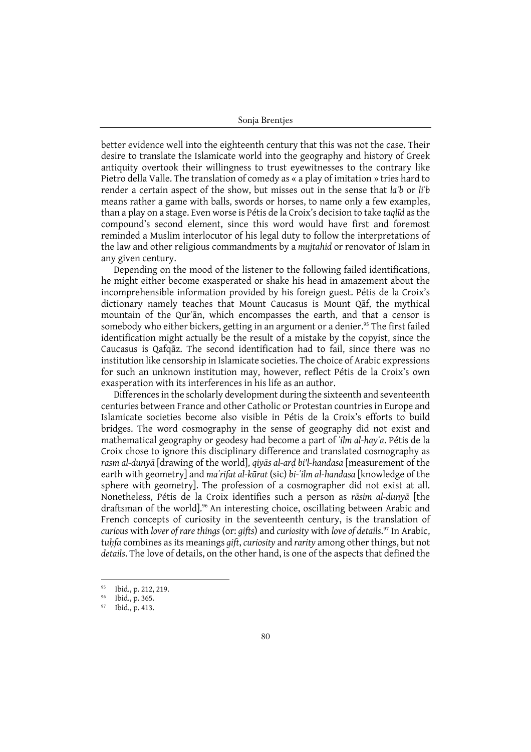better evidence well into the eighteenth century that this was not the case. Their desire to translate the Islamicate world into the geography and history of Greek antiquity overtook their willingness to trust eyewitnesses to the contrary like Pietro della Valle. The translation of comedy as « a play of imitation » tries hard to render a certain aspect of the show, but misses out in the sense that *laʿb* or *liʿb* means rather a game with balls, swords or horses, to name only a few examples, than a play on a stage. Even worse is Pétis de la Croix's decision to take *taqlīd* as the compound's second element, since this word would have first and foremost reminded a Muslim interlocutor of his legal duty to follow the interpretations of the law and other religious commandments by a *mujtahid* or renovator of Islam in any given century.

Depending on the mood of the listener to the following failed identifications, he might either become exasperated or shake his head in amazement about the incomprehensible information provided by his foreign guest. Pétis de la Croix's dictionary namely teaches that Mount Caucasus is Mount Qāf, the mythical mountain of the Qurʾān, which encompasses the earth, and that a censor is somebody who either bickers, getting in an argument or a denier.[95] The first failed identification might actually be the result of a mistake by the copyist, since the Caucasus is Qafqāz. The second identification had to fail, since there was no institution like censorship in Islamicate societies. The choice of Arabic expressions for such an unknown institution may, however, reflect Pétis de la Croix's own exasperation with its interferences in his life as an author.

Differences in the scholarly development during the sixteenth and seventeenth centuries between France and other Catholic or Protestan countries in Europe and Islamicate societies become also visible in Pétis de la Croix's efforts to build bridges. The word cosmography in the sense of geography did not exist and mathematical geography or geodesy had become a part of *ʿilm al-hayʾa*. Pétis de la Croix chose to ignore this disciplinary difference and translated cosmography as *rasm al-dunyā* [drawing of the world], *qiyās al-arḍ bi'l-handasa* [measurement of the earth with geometry] and *maʿrifat al-kūrat* (sic) *bi-ʿilm al-handasa* [knowledge of the sphere with geometry]. The profession of a cosmographer did not exist at all. Nonetheless, Pétis de la Croix identifies such a person as *rāsim al-dunyā* [the draftsman of the world].[96] An interesting choice, oscillating between Arabic and French concepts of curiosity in the seventeenth century, is the translation of *curious* with *lover of rare things* (or: *gifts*) and *curiosity* with *love of details*.[97] In Arabic, *tuḥfa* combines as its meanings *gift*, *curiosity* and *rarity* among other things, but not *details*. The love of details, on the other hand, is one of the aspects that defined the

[95] Ibid., p. 212, 219.

[96] Ibid., p. 365.

[97] Ibid., p. 413.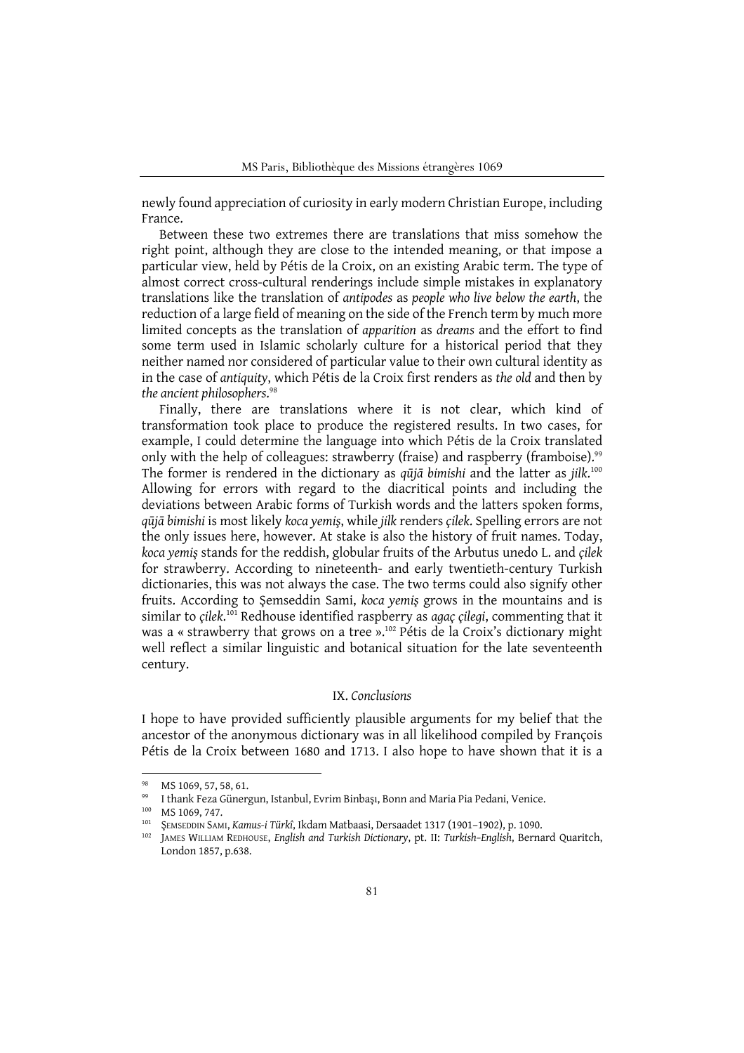newly found appreciation of curiosity in early modern Christian Europe, including France.

Between these two extremes there are translations that miss somehow the right point, although they are close to the intended meaning, or that impose a particular view, held by Pétis de la Croix, on an existing Arabic term. The type of almost correct cross-cultural renderings include simple mistakes in explanatory translations like the translation of *antipodes* as *people who live below the earth*, the reduction of a large field of meaning on the side of the French term by much more limited concepts as the translation of *apparition* as *dreams* and the effort to find some term used in Islamic scholarly culture for a historical period that they neither named nor considered of particular value to their own cultural identity as in the case of *antiquity*, which Pétis de la Croix first renders as *the old* and then by *the ancient philosophers*.[98]

Finally, there are translations where it is not clear, which kind of transformation took place to produce the registered results. In two cases, for example, I could determine the language into which Pétis de la Croix translated only with the help of colleagues: strawberry (fraise) and raspberry (framboise).[99] The former is rendered in the dictionary as *qūjā bimishi* and the latter as *jilk*.[100] Allowing for errors with regard to the diacritical points and including the deviations between Arabic forms of Turkish words and the latters spoken forms, *qūjā bimishi* is most likely *koca yemiş*, while *jilk* renders *çilek*. Spelling errors are not the only issues here, however. At stake is also the history of fruit names. Today, *koca yemiş* stands for the reddish, globular fruits of the Arbutus unedo L. and *çilek* for strawberry. According to nineteenth- and early twentieth-century Turkish dictionaries, this was not always the case. The two terms could also signify other fruits. According to Şemseddin Sami, *koca yemiş* grows in the mountains and is similar to *çilek*.[101] Redhouse identified raspberry as *agaç çilegi*, commenting that it was a « strawberry that grows on a tree ».[102] Pétis de la Croix's dictionary might well reflect a similar linguistic and botanical situation for the late seventeenth century.

### IX. *Conclusions*

I hope to have provided sufficiently plausible arguments for my belief that the ancestor of the anonymous dictionary was in all likelihood compiled by François Pétis de la Croix between 1680 and 1713. I also hope to have shown that it is a

---

[98] MS 1069, 57, 58, 61.

[99] I thank Feza Günergun, Istanbul, Evrim Binbaşı, Bonn and Maria Pia Pedani, Venice.

[100] MS 1069, 747.

[101] Şemseddin Sami, *Kamus-i Türkî*, Ikdam Matbaasi, Dersaadet 1317 (1901–1902), p. 1090.

[102] James William Redhouse, *English and Turkish Dictionary*, pt. II: *Turkish-English*, Bernard Quaritch, London 1857, p.638.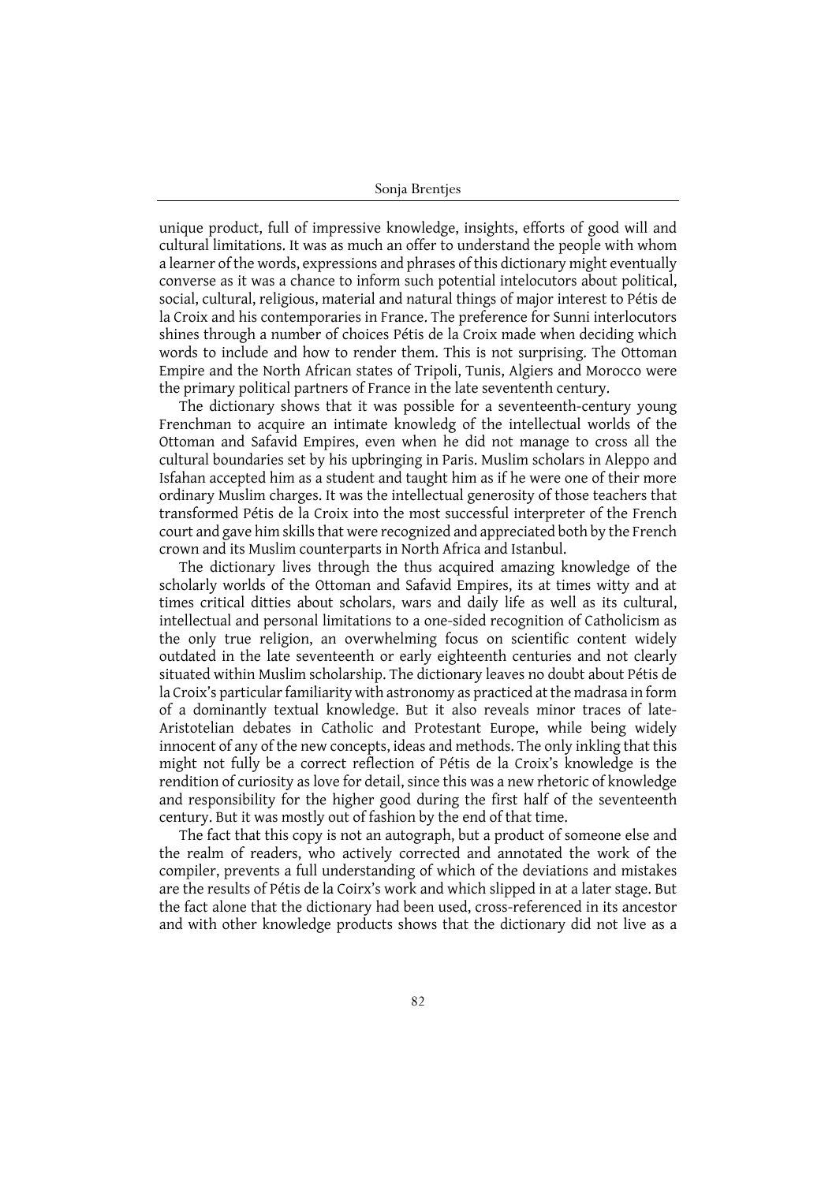unique product, full of impressive knowledge, insights, efforts of good will and cultural limitations. It was as much an offer to understand the people with whom a learner of the words, expressions and phrases of this dictionary might eventually converse as it was a chance to inform such potential intelocutors about political, social, cultural, religious, material and natural things of major interest to Pétis de la Croix and his contemporaries in France. The preference for Sunni interlocutors shines through a number of choices Pétis de la Croix made when deciding which words to include and how to render them. This is not surprising. The Ottoman Empire and the North African states of Tripoli, Tunis, Algiers and Morocco were the primary political partners of France in the late seventeenth century.

The dictionary shows that it was possible for a seventeenth-century young Frenchman to acquire an intimate knowledg of the intellectual worlds of the Ottoman and Safavid Empires, even when he did not manage to cross all the cultural boundaries set by his upbringing in Paris. Muslim scholars in Aleppo and Isfahan accepted him as a student and taught him as if he were one of their more ordinary Muslim charges. It was the intellectual generosity of those teachers that transformed Pétis de la Croix into the most successful interpreter of the French court and gave him skills that were recognized and appreciated both by the French crown and its Muslim counterparts in North Africa and Istanbul.

The dictionary lives through the thus acquired amazing knowledge of the scholarly worlds of the Ottoman and Safavid Empires, its at times witty and at times critical ditties about scholars, wars and daily life as well as its cultural, intellectual and personal limitations to a one-sided recognition of Catholicism as the only true religion, an overwhelming focus on scientific content widely outdated in the late seventeenth or early eighteenth centuries and not clearly situated within Muslim scholarship. The dictionary leaves no doubt about Pétis de la Croix's particular familiarity with astronomy as practiced at the madrasa in form of a dominantly textual knowledge. But it also reveals minor traces of late-Aristotelian debates in Catholic and Protestant Europe, while being widely innocent of any of the new concepts, ideas and methods. The only inkling that this might not fully be a correct reflection of Pétis de la Croix's knowledge is the rendition of curiosity as love for detail, since this was a new rhetoric of knowledge and responsibility for the higher good during the first half of the seventeenth century. But it was mostly out of fashion by the end of that time.

The fact that this copy is not an autograph, but a product of someone else and the realm of readers, who actively corrected and annotated the work of the compiler, prevents a full understanding of which of the deviations and mistakes are the results of Pétis de la Coirx's work and which slipped in at a later stage. But the fact alone that the dictionary had been used, cross-referenced in its ancestor and with other knowledge products shows that the dictionary did not live as a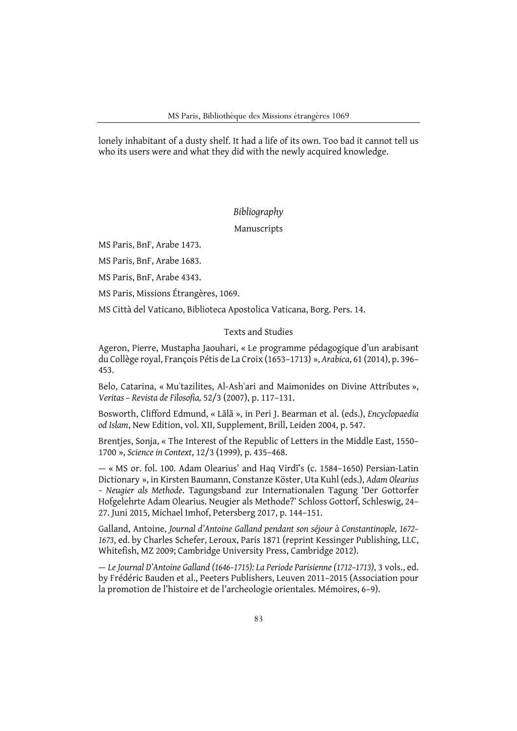lonely inhabitant of a dusty shelf. It had a life of its own. Too bad it cannot tell us who its users were and what they did with the newly acquired knowledge.

## *Bibliography*

### Manuscripts

MS Paris, BnF, Arabe 1473.

MS Paris, BnF, Arabe 1683.

MS Paris, BnF, Arabe 4343.

MS Paris, Missions Étrangères, 1069.

MS Città del Vaticano, Biblioteca Apostolica Vaticana, Borg. Pers. 14.

### Texts and Studies

Ageron, Pierre, Mustapha Jaouhari, « Le programme pédagogique d'un arabisant du Collège royal, François Pétis de La Croix (1653–1713) », *Arabica*, 61 (2014), p. 396–453.

Belo, Catarina, « Muʿtazilites, Al-Ashʿari and Maimonides on Divine Attributes », *Veritas – Revista de Filosofia,* 52/3 (2007), p. 117–131.

Bosworth, Clifford Edmund, « Lālā », in Peri J. Bearman et al. (eds.), *Encyclopaedia od Islam*, New Edition, vol. XII, Supplement, Brill, Leiden 2004, p. 547.

Brentjes, Sonja, « The Interest of the Republic of Letters in the Middle East, 1550–1700 », *Science in Context*, 12/3 (1999), p. 435–468.

— « MS or. fol. 100. Adam Olearius' and Haq Virdī's (c. 1584–1650) Persian-Latin Dictionary », in Kirsten Baumann, Constanze Köster, Uta Kuhl (eds.), *Adam Olearius – Neugier als Methode*. Tagungsband zur Internationalen Tagung 'Der Gottorfer Hofgelehrte Adam Olearius. Neugier als Methode?' Schloss Gottorf, Schleswig, 24–27. Juni 2015, Michael Imhof, Petersberg 2017, p. 144–151.

Galland, Antoine, *Journal d'Antoine Galland pendant son séjour à Constantinople, 1672–1673*, ed. by Charles Schefer, Leroux, Paris 1871 (reprint Kessinger Publishing, LLC, Whitefish, MZ 2009; Cambridge University Press, Cambridge 2012).

— *Le Journal D'Antoine Galland (1646–1715): La Periode Parisienne (1712–1713)*, 3 vols., ed. by Frédéric Bauden et al., Peeters Publishers, Leuven 2011–2015 (Association pour la promotion de l'histoire et de l'archeologie orientales. Mémoires, 6–9).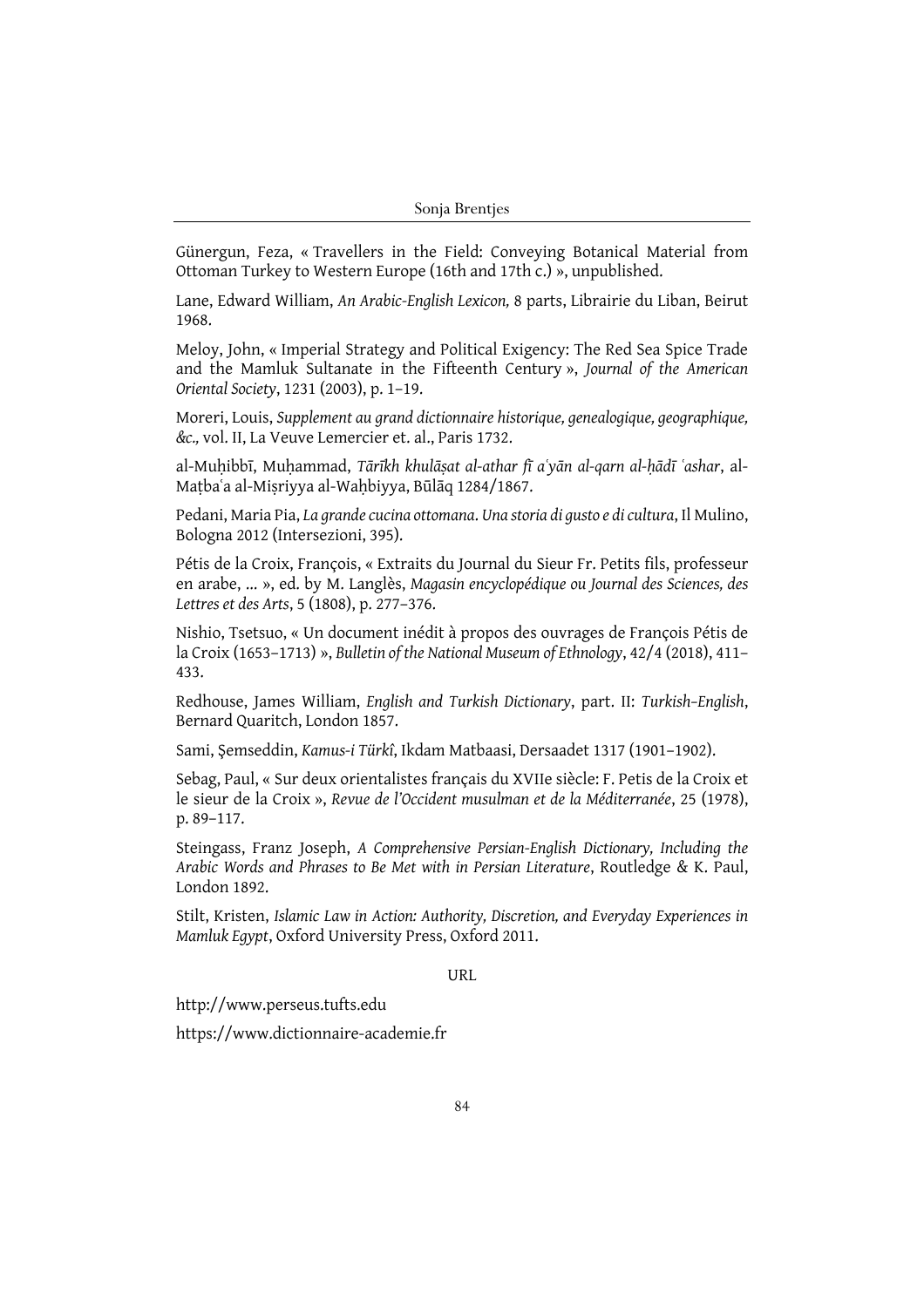Günergun, Feza, « Travellers in the Field: Conveying Botanical Material from Ottoman Turkey to Western Europe (16th and 17th c.) », unpublished.

Lane, Edward William, *An Arabic-English Lexicon,* 8 parts, Librairie du Liban, Beirut 1968.

Meloy, John, « Imperial Strategy and Political Exigency: The Red Sea Spice Trade and the Mamluk Sultanate in the Fifteenth Century », *Journal of the American Oriental Society*, 1231 (2003), p. 1–19.

Moreri, Louis, *Supplement au grand dictionnaire historique, genealogique, geographique, &c.,* vol. II, La Veuve Lemercier et. al., Paris 1732.

al-Muḥibbī, Muḥammad, *Tārīkh khulāṣat al-athar fī aʿyān al-qarn al-ḥādī ʿashar*, al-Maṭbaʿa al-Miṣriyya al-Waḥbiyya, Būlāq 1284/1867.

Pedani, Maria Pia, *La grande cucina ottomana. Una storia di gusto e di cultura*, Il Mulino, Bologna 2012 (Intersezioni, 395).

Pétis de la Croix, François, « Extraits du Journal du Sieur Fr. Petits fils, professeur en arabe, … », ed. by M. Langlès, *Magasin encyclopédique ou Journal des Sciences, des Lettres et des Arts*, 5 (1808), p. 277–376.

Nishio, Tsetsuo, « Un document inédit à propos des ouvrages de François Pétis de la Croix (1653–1713) », *Bulletin of the National Museum of Ethnology*, 42/4 (2018), 411–433.

Redhouse, James William, *English and Turkish Dictionary*, part. II: *Turkish-English*, Bernard Quaritch, London 1857.

Sami, Şemseddin, *Kamus-i Türkî*, Ikdam Matbaasi, Dersaadet 1317 (1901–1902).

Sebag, Paul, « Sur deux orientalistes français du XVIIe siècle: F. Petis de la Croix et le sieur de la Croix », *Revue de l'Occident musulman et de la Méditerranée*, 25 (1978), p. 89–117.

Steingass, Franz Joseph, *A Comprehensive Persian-English Dictionary, Including the Arabic Words and Phrases to Be Met with in Persian Literature*, Routledge & K. Paul, London 1892.

Stilt, Kristen, *Islamic Law in Action: Authority, Discretion, and Everyday Experiences in Mamluk Egypt*, Oxford University Press, Oxford 2011.

## URL

http://www.perseus.tufts.edu

https://www.dictionnaire-academie.fr